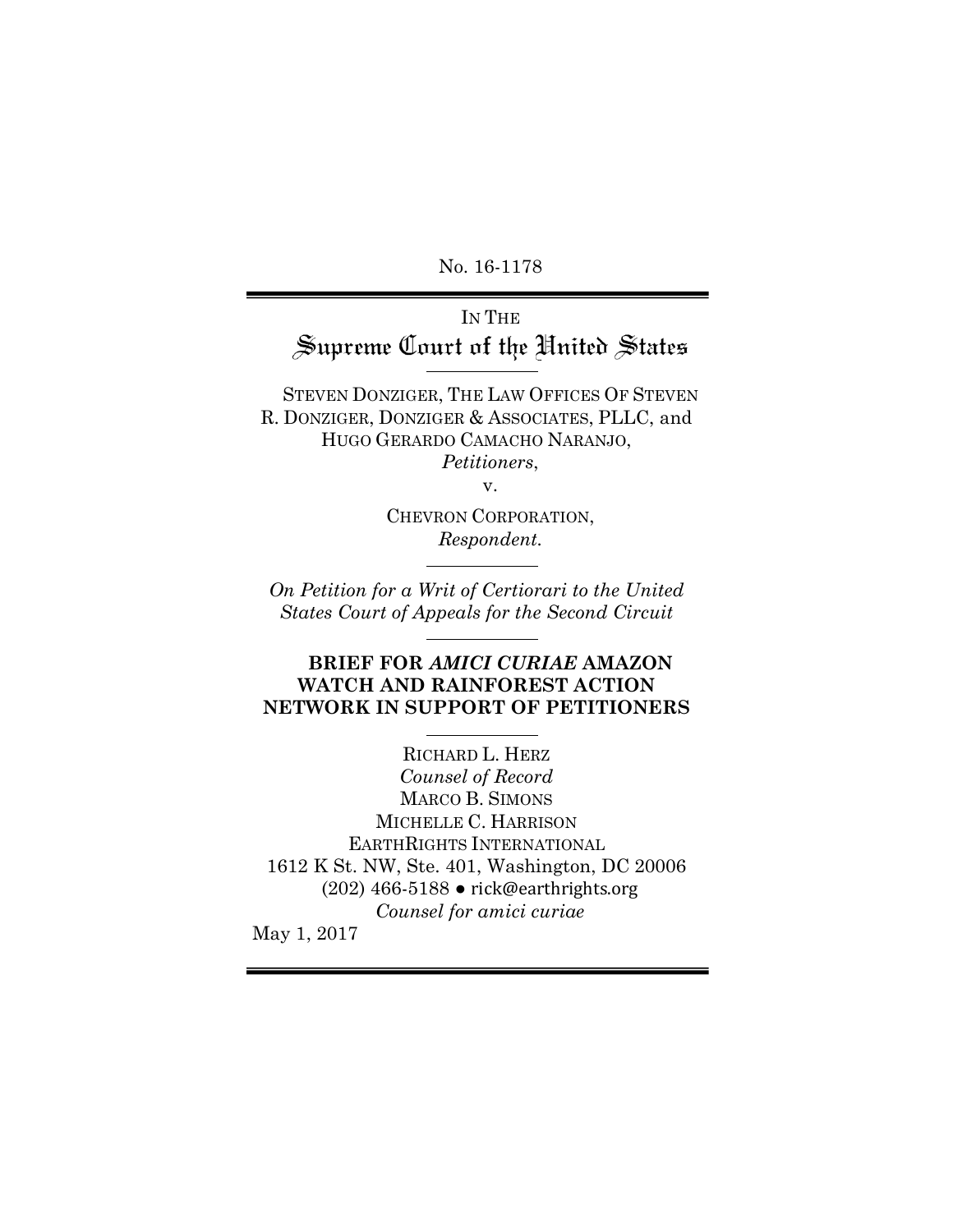No. 16-1178

IN THE

# Supreme Court of the United States

STEVEN DONZIGER, THE LAW OFFICES OF STEVEN R. DONZIGER, DONZIGER & ASSOCIATES, PLLC, and HUGO GERARDO CAMACHO NARANJO,
*Petitioners*,

v.

CHEVRON CORPORATION,
*Respondent*.

*On Petition for a Writ of Certiorari to the United States Court of Appeals for the Second Circuit*

**BRIEF FOR *AMICI CURIAE* AMAZON WATCH AND RAINFOREST ACTION NETWORK IN SUPPORT OF PETITIONERS**

RICHARD L. HERZ
*Counsel of Record*
MARCO B. SIMONS
MICHELLE C. HARRISON
EARTHRIGHTS INTERNATIONAL
1612 K St. NW, Ste. 401, Washington, DC 20006
(202) 466-5188 ● rick@earthrights.org
*Counsel for amici curiae*

May 1, 2017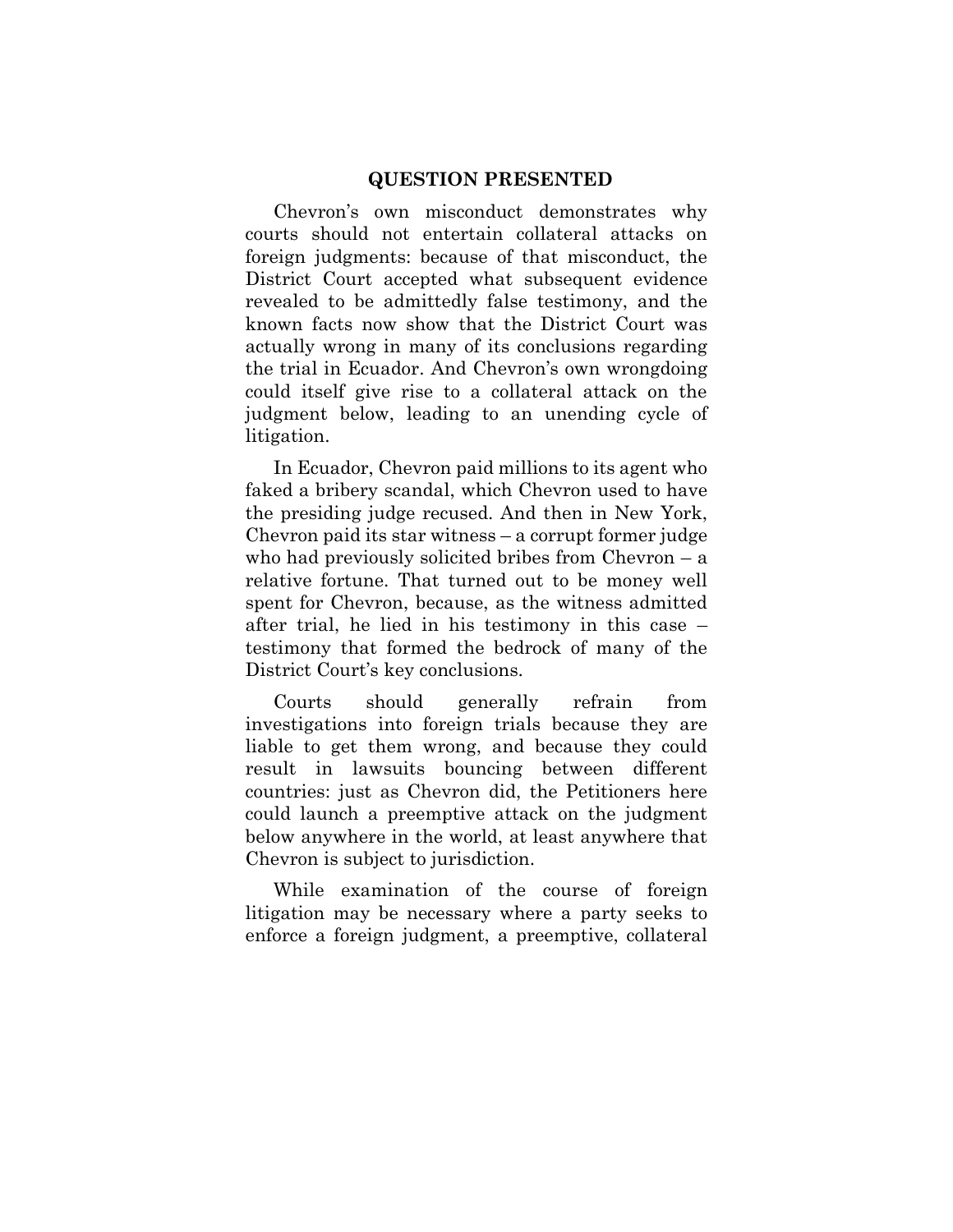## QUESTION PRESENTED

Chevron's own misconduct demonstrates why courts should not entertain collateral attacks on foreign judgments: because of that misconduct, the District Court accepted what subsequent evidence revealed to be admittedly false testimony, and the known facts now show that the District Court was actually wrong in many of its conclusions regarding the trial in Ecuador. And Chevron's own wrongdoing could itself give rise to a collateral attack on the judgment below, leading to an unending cycle of litigation.

In Ecuador, Chevron paid millions to its agent who faked a bribery scandal, which Chevron used to have the presiding judge recused. And then in New York, Chevron paid its star witness – a corrupt former judge who had previously solicited bribes from Chevron – a relative fortune. That turned out to be money well spent for Chevron, because, as the witness admitted after trial, he lied in his testimony in this case – testimony that formed the bedrock of many of the District Court's key conclusions.

Courts should generally refrain from investigations into foreign trials because they are liable to get them wrong, and because they could result in lawsuits bouncing between different countries: just as Chevron did, the Petitioners here could launch a preemptive attack on the judgment below anywhere in the world, at least anywhere that Chevron is subject to jurisdiction.

While examination of the course of foreign litigation may be necessary where a party seeks to enforce a foreign judgment, a preemptive, collateral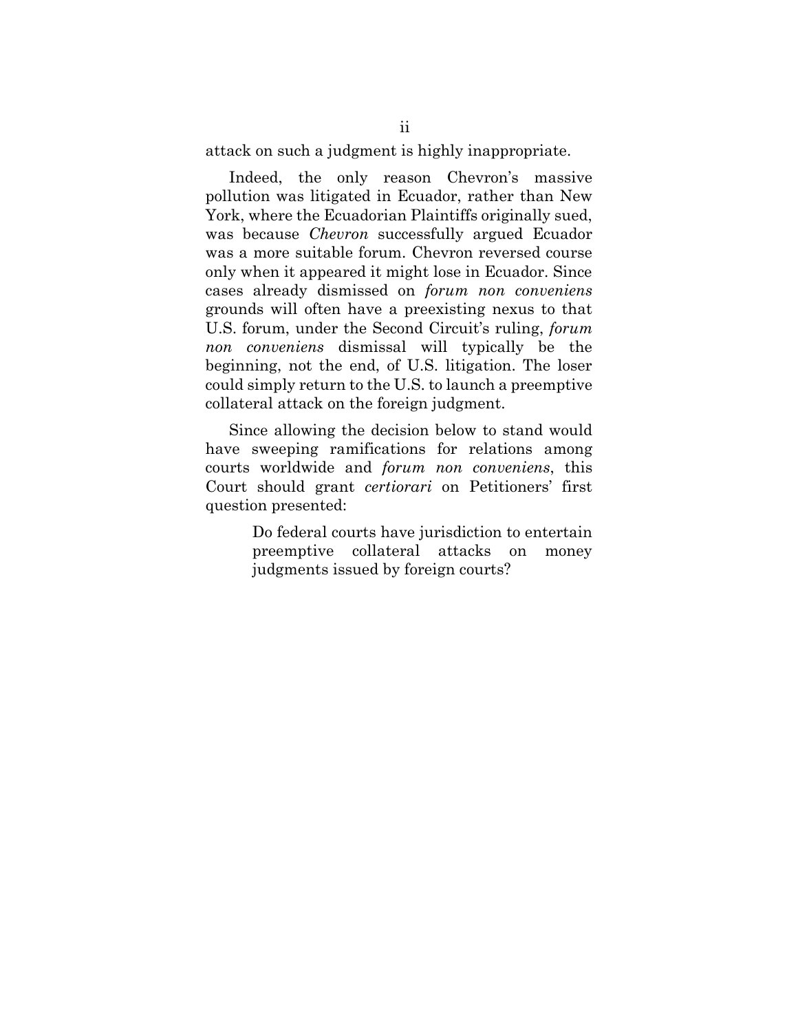attack on such a judgment is highly inappropriate.

Indeed, the only reason Chevron's massive pollution was litigated in Ecuador, rather than New York, where the Ecuadorian Plaintiffs originally sued, was because *Chevron* successfully argued Ecuador was a more suitable forum. Chevron reversed course only when it appeared it might lose in Ecuador. Since cases already dismissed on *forum non conveniens* grounds will often have a preexisting nexus to that U.S. forum, under the Second Circuit's ruling, *forum non conveniens* dismissal will typically be the beginning, not the end, of U.S. litigation. The loser could simply return to the U.S. to launch a preemptive collateral attack on the foreign judgment.

Since allowing the decision below to stand would have sweeping ramifications for relations among courts worldwide and *forum non conveniens*, this Court should grant *certiorari* on Petitioners' first question presented:

> Do federal courts have jurisdiction to entertain preemptive collateral attacks on money judgments issued by foreign courts?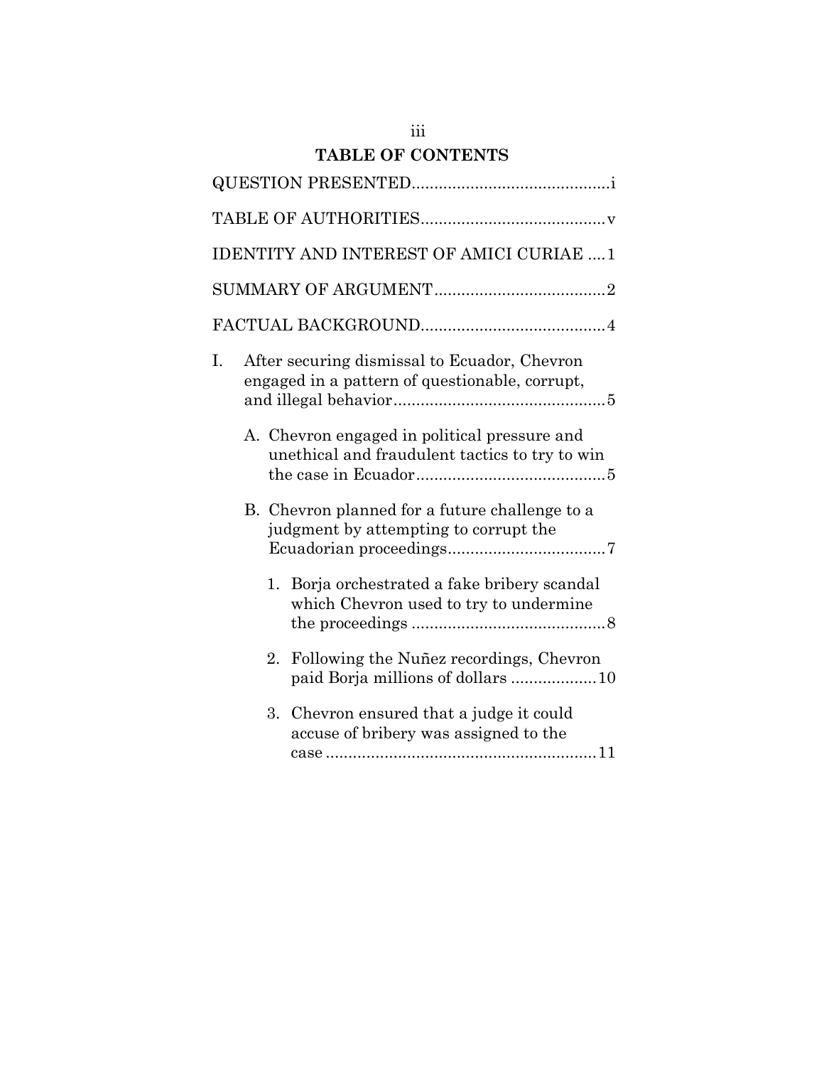## TABLE OF CONTENTS

QUESTION PRESENTED ........................................... i

TABLE OF AUTHORITIES ........................................ v

IDENTITY AND INTEREST OF AMICI CURIAE .... 1

SUMMARY OF ARGUMENT ...................................... 2

FACTUAL BACKGROUND ........................................ 4

I. After securing dismissal to Ecuador, Chevron engaged in a pattern of questionable, corrupt, and illegal behavior ............................................... 5

   A. Chevron engaged in political pressure and unethical and fraudulent tactics to try to win the case in Ecuador .......................................... 5

   B. Chevron planned for a future challenge to a judgment by attempting to corrupt the Ecuadorian proceedings ................................... 7

      1. Borja orchestrated a fake bribery scandal which Chevron used to try to undermine the proceedings ........................................... 8

      2. Following the Nuñez recordings, Chevron paid Borja millions of dollars .................. 10

      3. Chevron ensured that a judge it could accuse of bribery was assigned to the case ............................................................ 11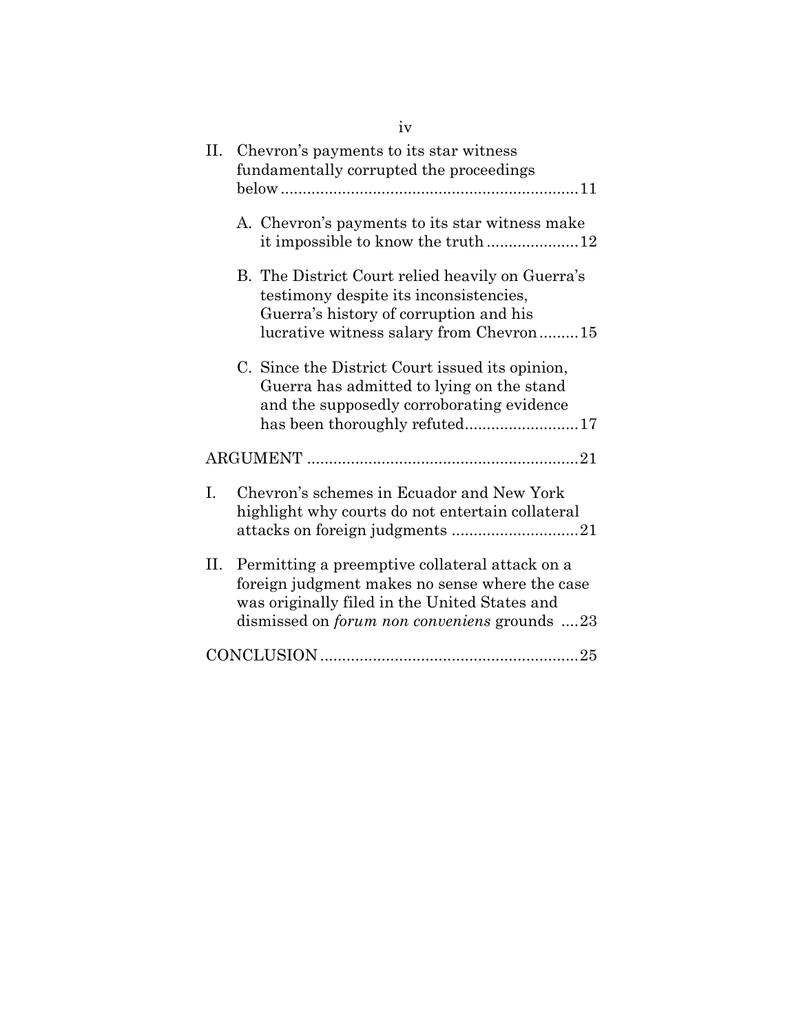II. Chevron's payments to its star witness fundamentally corrupted the proceedings below ....................................................................11

   A. Chevron's payments to its star witness make it impossible to know the truth .....................12

   B. The District Court relied heavily on Guerra's testimony despite its inconsistencies, Guerra's history of corruption and his lucrative witness salary from Chevron .........15

   C. Since the District Court issued its opinion, Guerra has admitted to lying on the stand and the supposedly corroborating evidence has been thoroughly refuted..........................17

ARGUMENT ..............................................................21

I. Chevron's schemes in Ecuador and New York highlight why courts do not entertain collateral attacks on foreign judgments .............................21

II. Permitting a preemptive collateral attack on a foreign judgment makes no sense where the case was originally filed in the United States and dismissed on *forum non conveniens* grounds ....23

CONCLUSION ...........................................................25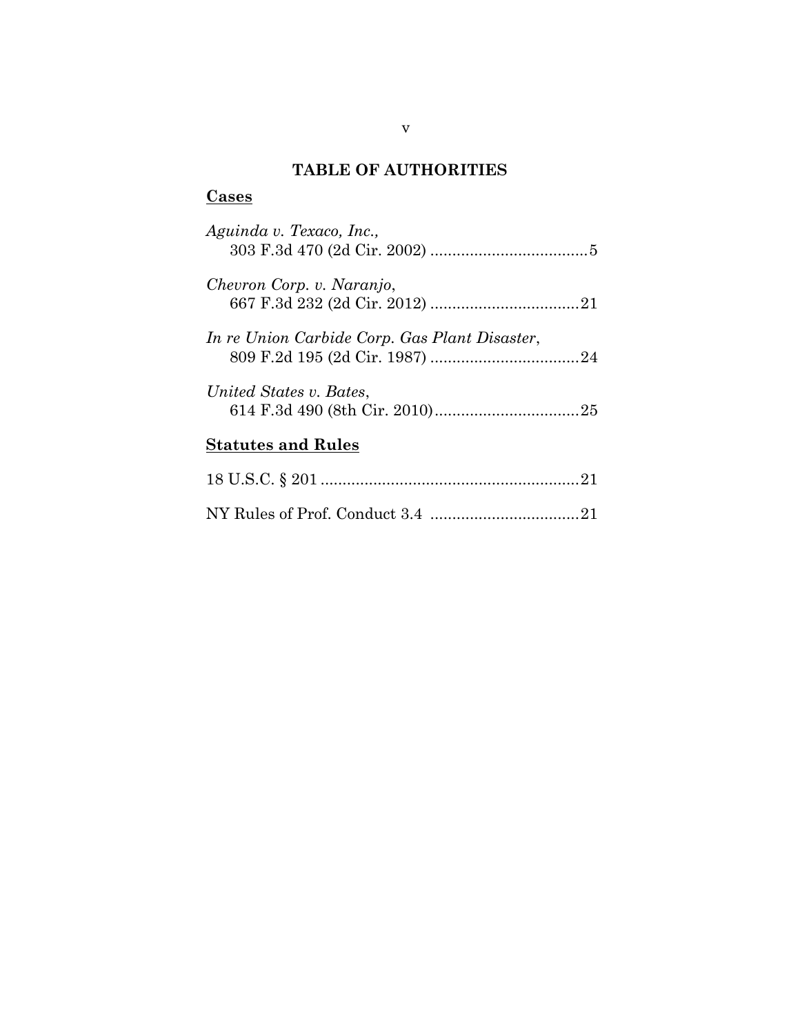# TABLE OF AUTHORITIES

**Cases**

*Aguinda v. Texaco, Inc.*,
303 F.3d 470 (2d Cir. 2002) .................................... 5

*Chevron Corp. v. Naranjo*,
667 F.3d 232 (2d Cir. 2012) .................................. 21

*In re Union Carbide Corp. Gas Plant Disaster*,
809 F.2d 195 (2d Cir. 1987) .................................. 24

*United States v. Bates*,
614 F.3d 490 (8th Cir. 2010) ................................. 25

**Statutes and Rules**

18 U.S.C. § 201 ........................................................... 21

NY Rules of Prof. Conduct 3.4 .................................. 21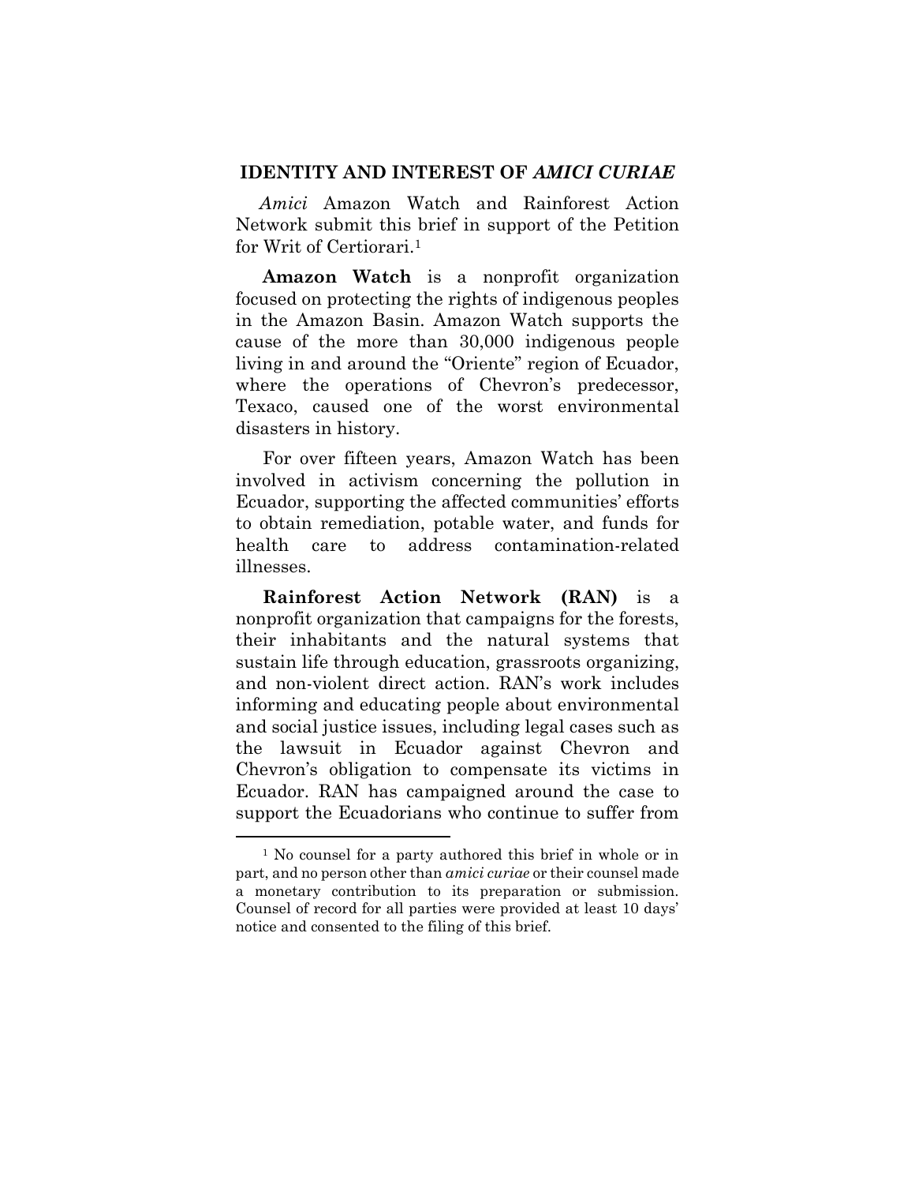## IDENTITY AND INTEREST OF *AMICI CURIAE*

*Amici* Amazon Watch and Rainforest Action Network submit this brief in support of the Petition for Writ of Certiorari.[1]

**Amazon Watch** is a nonprofit organization focused on protecting the rights of indigenous peoples in the Amazon Basin. Amazon Watch supports the cause of the more than 30,000 indigenous people living in and around the "Oriente" region of Ecuador, where the operations of Chevron's predecessor, Texaco, caused one of the worst environmental disasters in history.

For over fifteen years, Amazon Watch has been involved in activism concerning the pollution in Ecuador, supporting the affected communities' efforts to obtain remediation, potable water, and funds for health care to address contamination-related illnesses.

**Rainforest Action Network (RAN)** is a nonprofit organization that campaigns for the forests, their inhabitants and the natural systems that sustain life through education, grassroots organizing, and non-violent direct action. RAN's work includes informing and educating people about environmental and social justice issues, including legal cases such as the lawsuit in Ecuador against Chevron and Chevron's obligation to compensate its victims in Ecuador. RAN has campaigned around the case to support the Ecuadorians who continue to suffer from

[1] No counsel for a party authored this brief in whole or in part, and no person other than *amici curiae* or their counsel made a monetary contribution to its preparation or submission. Counsel of record for all parties were provided at least 10 days' notice and consented to the filing of this brief.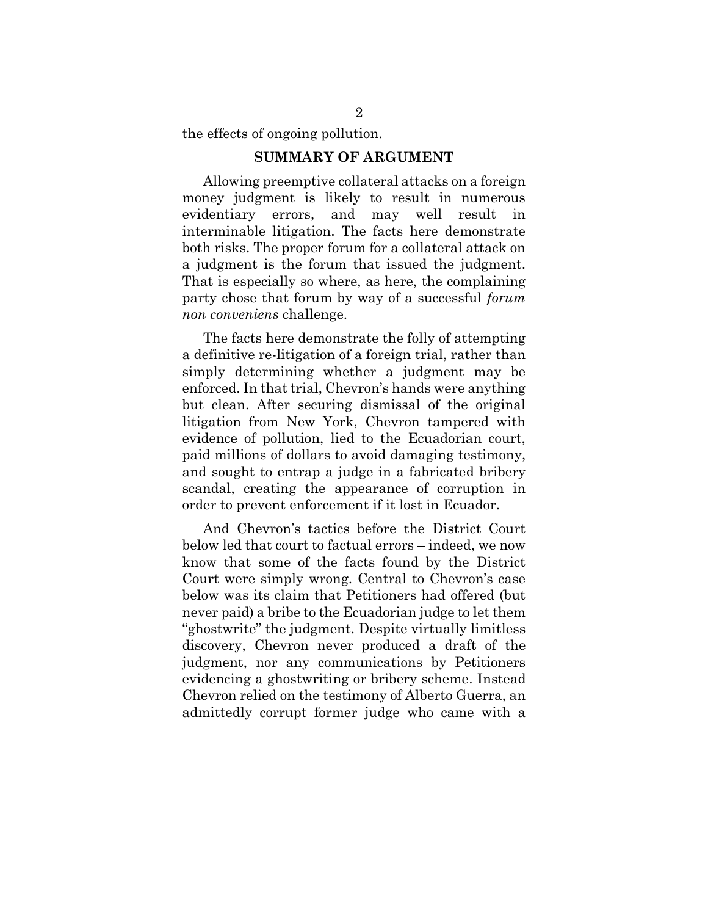the effects of ongoing pollution.

## SUMMARY OF ARGUMENT

Allowing preemptive collateral attacks on a foreign money judgment is likely to result in numerous evidentiary errors, and may well result in interminable litigation. The facts here demonstrate both risks. The proper forum for a collateral attack on a judgment is the forum that issued the judgment. That is especially so where, as here, the complaining party chose that forum by way of a successful *forum non conveniens* challenge.

The facts here demonstrate the folly of attempting a definitive re-litigation of a foreign trial, rather than simply determining whether a judgment may be enforced. In that trial, Chevron's hands were anything but clean. After securing dismissal of the original litigation from New York, Chevron tampered with evidence of pollution, lied to the Ecuadorian court, paid millions of dollars to avoid damaging testimony, and sought to entrap a judge in a fabricated bribery scandal, creating the appearance of corruption in order to prevent enforcement if it lost in Ecuador.

And Chevron's tactics before the District Court below led that court to factual errors – indeed, we now know that some of the facts found by the District Court were simply wrong. Central to Chevron's case below was its claim that Petitioners had offered (but never paid) a bribe to the Ecuadorian judge to let them "ghostwrite" the judgment. Despite virtually limitless discovery, Chevron never produced a draft of the judgment, nor any communications by Petitioners evidencing a ghostwriting or bribery scheme. Instead Chevron relied on the testimony of Alberto Guerra, an admittedly corrupt former judge who came with a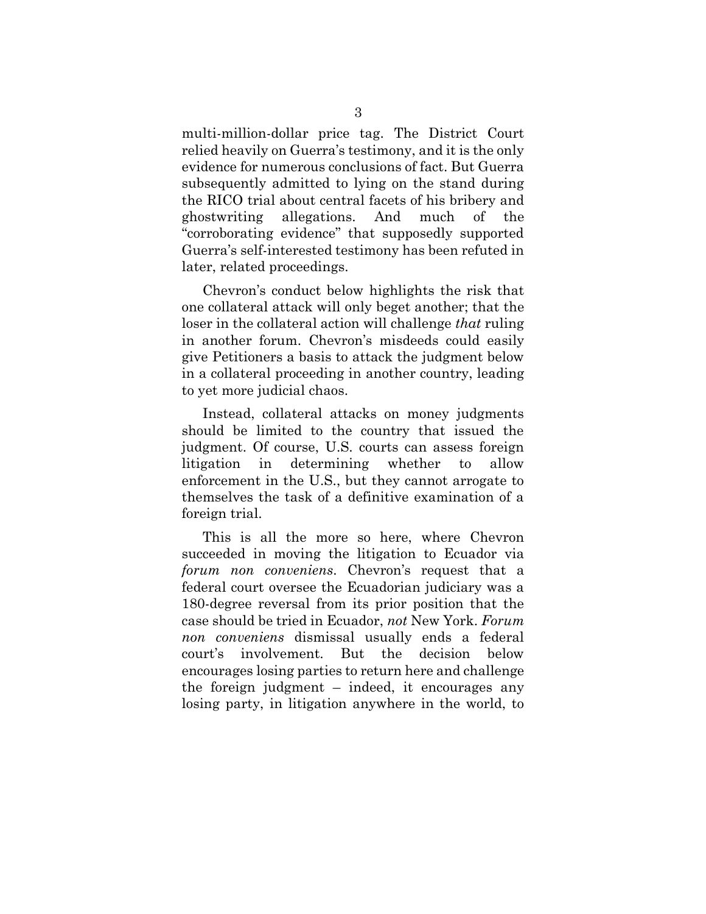multi-million-dollar price tag. The District Court relied heavily on Guerra's testimony, and it is the only evidence for numerous conclusions of fact. But Guerra subsequently admitted to lying on the stand during the RICO trial about central facets of his bribery and ghostwriting allegations. And much of the "corroborating evidence" that supposedly supported Guerra's self-interested testimony has been refuted in later, related proceedings.

Chevron's conduct below highlights the risk that one collateral attack will only beget another; that the loser in the collateral action will challenge *that* ruling in another forum. Chevron's misdeeds could easily give Petitioners a basis to attack the judgment below in a collateral proceeding in another country, leading to yet more judicial chaos.

Instead, collateral attacks on money judgments should be limited to the country that issued the judgment. Of course, U.S. courts can assess foreign litigation in determining whether to allow enforcement in the U.S., but they cannot arrogate to themselves the task of a definitive examination of a foreign trial.

This is all the more so here, where Chevron succeeded in moving the litigation to Ecuador via *forum non conveniens*. Chevron's request that a federal court oversee the Ecuadorian judiciary was a 180-degree reversal from its prior position that the case should be tried in Ecuador, *not* New York. *Forum non conveniens* dismissal usually ends a federal court's involvement. But the decision below encourages losing parties to return here and challenge the foreign judgment – indeed, it encourages any losing party, in litigation anywhere in the world, to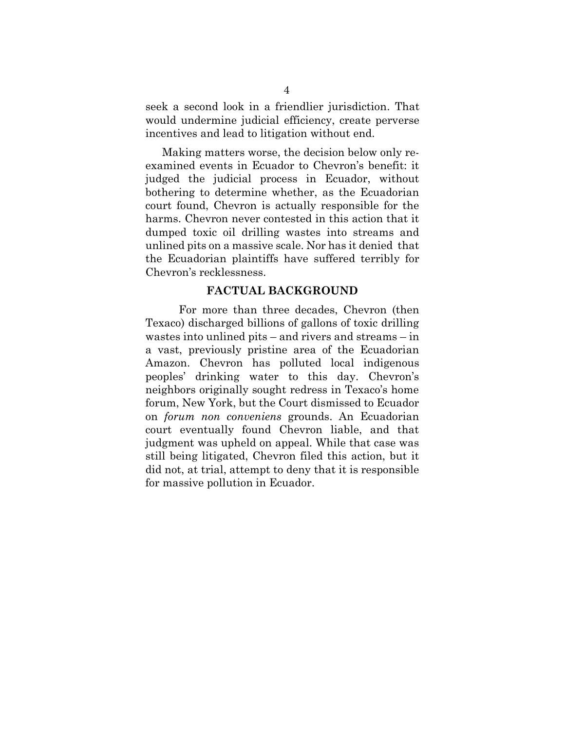seek a second look in a friendlier jurisdiction. That would undermine judicial efficiency, create perverse incentives and lead to litigation without end.

Making matters worse, the decision below only re-examined events in Ecuador to Chevron's benefit: it judged the judicial process in Ecuador, without bothering to determine whether, as the Ecuadorian court found, Chevron is actually responsible for the harms. Chevron never contested in this action that it dumped toxic oil drilling wastes into streams and unlined pits on a massive scale. Nor has it denied that the Ecuadorian plaintiffs have suffered terribly for Chevron's recklessness.

## FACTUAL BACKGROUND

For more than three decades, Chevron (then Texaco) discharged billions of gallons of toxic drilling wastes into unlined pits – and rivers and streams – in a vast, previously pristine area of the Ecuadorian Amazon. Chevron has polluted local indigenous peoples' drinking water to this day. Chevron's neighbors originally sought redress in Texaco's home forum, New York, but the Court dismissed to Ecuador on *forum non conveniens* grounds. An Ecuadorian court eventually found Chevron liable, and that judgment was upheld on appeal. While that case was still being litigated, Chevron filed this action, but it did not, at trial, attempt to deny that it is responsible for massive pollution in Ecuador.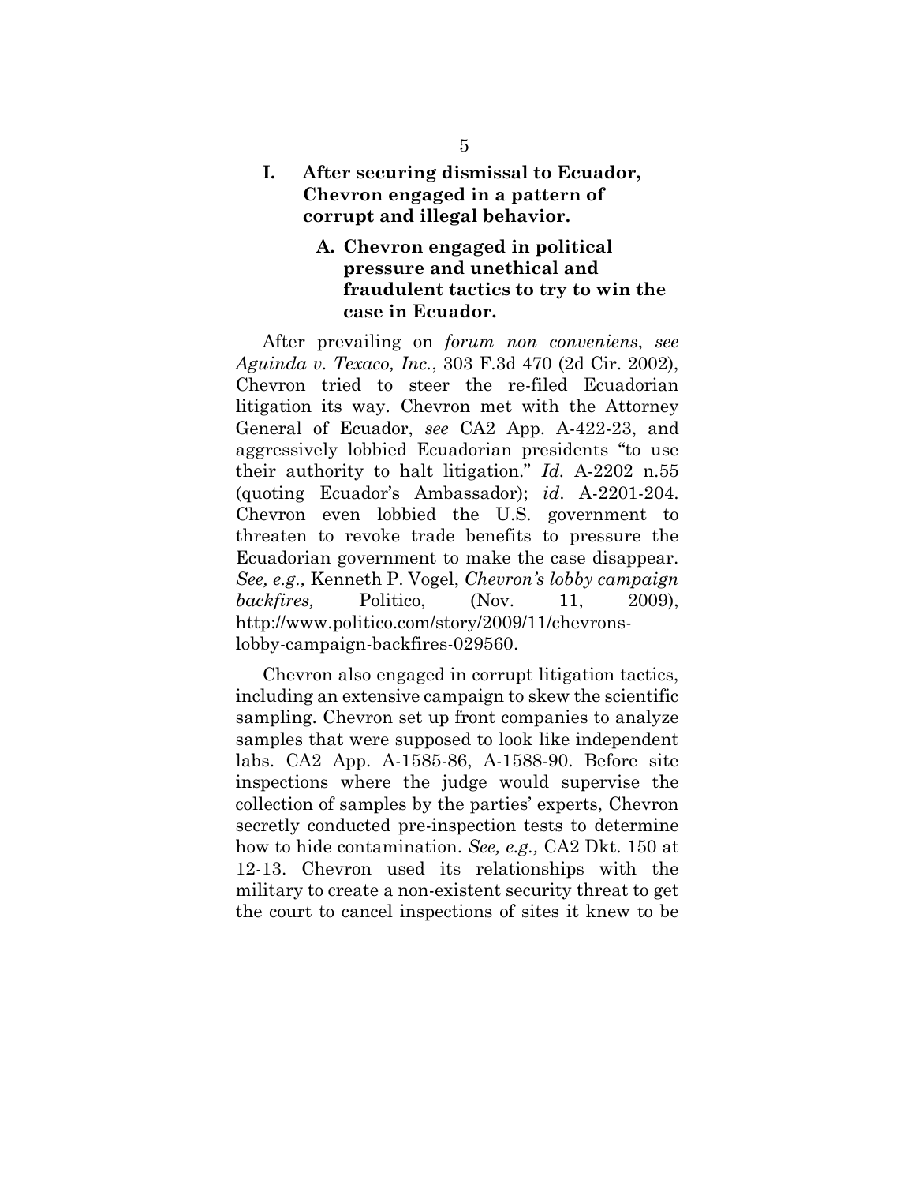## I. After securing dismissal to Ecuador, Chevron engaged in a pattern of corrupt and illegal behavior.

### A. Chevron engaged in political pressure and unethical and fraudulent tactics to try to win the case in Ecuador.

After prevailing on *forum non conveniens*, *see Aguinda v. Texaco, Inc.*, 303 F.3d 470 (2d Cir. 2002), Chevron tried to steer the re-filed Ecuadorian litigation its way. Chevron met with the Attorney General of Ecuador, *see* CA2 App. A-422-23, and aggressively lobbied Ecuadorian presidents "to use their authority to halt litigation." *Id.* A-2202 n.55 (quoting Ecuador's Ambassador); *id*. A-2201-204. Chevron even lobbied the U.S. government to threaten to revoke trade benefits to pressure the Ecuadorian government to make the case disappear. *See, e.g.,* Kenneth P. Vogel, *Chevron's lobby campaign backfires,* Politico, (Nov. 11, 2009), http://www.politico.com/story/2009/11/chevrons-lobby-campaign-backfires-029560.

Chevron also engaged in corrupt litigation tactics, including an extensive campaign to skew the scientific sampling. Chevron set up front companies to analyze samples that were supposed to look like independent labs. CA2 App. A-1585-86, A-1588-90. Before site inspections where the judge would supervise the collection of samples by the parties' experts, Chevron secretly conducted pre-inspection tests to determine how to hide contamination. *See, e.g.,* CA2 Dkt. 150 at 12-13. Chevron used its relationships with the military to create a non-existent security threat to get the court to cancel inspections of sites it knew to be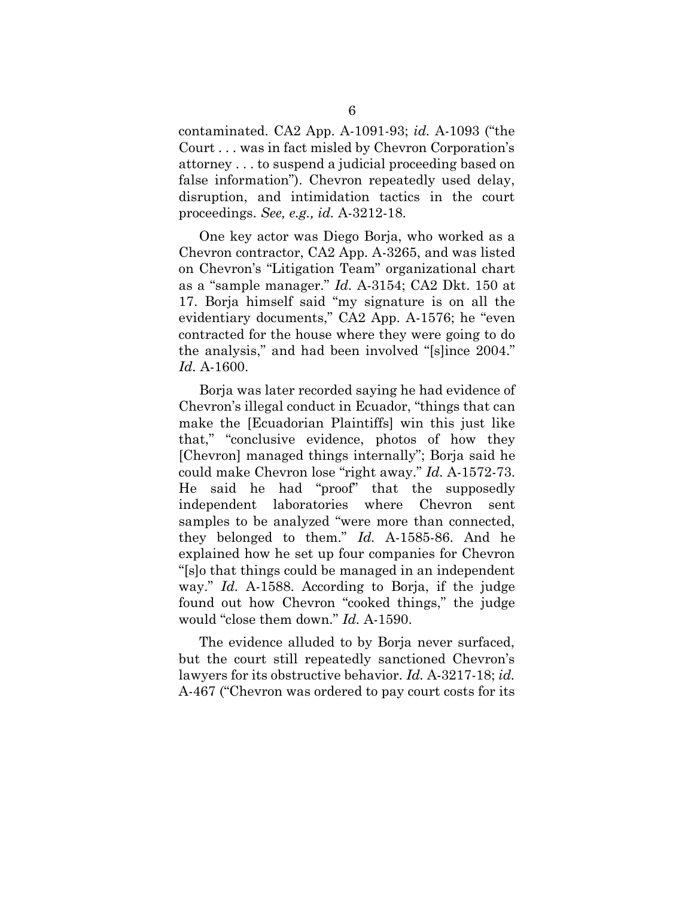contaminated. CA2 App. A-1091-93; *id.* A-1093 ("the Court . . . was in fact misled by Chevron Corporation's attorney . . . to suspend a judicial proceeding based on false information"). Chevron repeatedly used delay, disruption, and intimidation tactics in the court proceedings. *See, e.g., id.* A-3212-18.

One key actor was Diego Borja, who worked as a Chevron contractor, CA2 App. A-3265, and was listed on Chevron's "Litigation Team" organizational chart as a "sample manager." *Id.* A-3154; CA2 Dkt. 150 at 17. Borja himself said "my signature is on all the evidentiary documents," CA2 App. A-1576; he "even contracted for the house where they were going to do the analysis," and had been involved "[s]ince 2004." *Id.* A-1600.

Borja was later recorded saying he had evidence of Chevron's illegal conduct in Ecuador, "things that can make the [Ecuadorian Plaintiffs] win this just like that," "conclusive evidence, photos of how they [Chevron] managed things internally"; Borja said he could make Chevron lose "right away." *Id.* A-1572-73. He said he had "proof" that the supposedly independent laboratories where Chevron sent samples to be analyzed "were more than connected, they belonged to them." *Id.* A-1585-86. And he explained how he set up four companies for Chevron "[s]o that things could be managed in an independent way." *Id.* A-1588. According to Borja, if the judge found out how Chevron "cooked things," the judge would "close them down." *Id.* A-1590.

The evidence alluded to by Borja never surfaced, but the court still repeatedly sanctioned Chevron's lawyers for its obstructive behavior. *Id.* A-3217-18; *id.* A-467 ("Chevron was ordered to pay court costs for its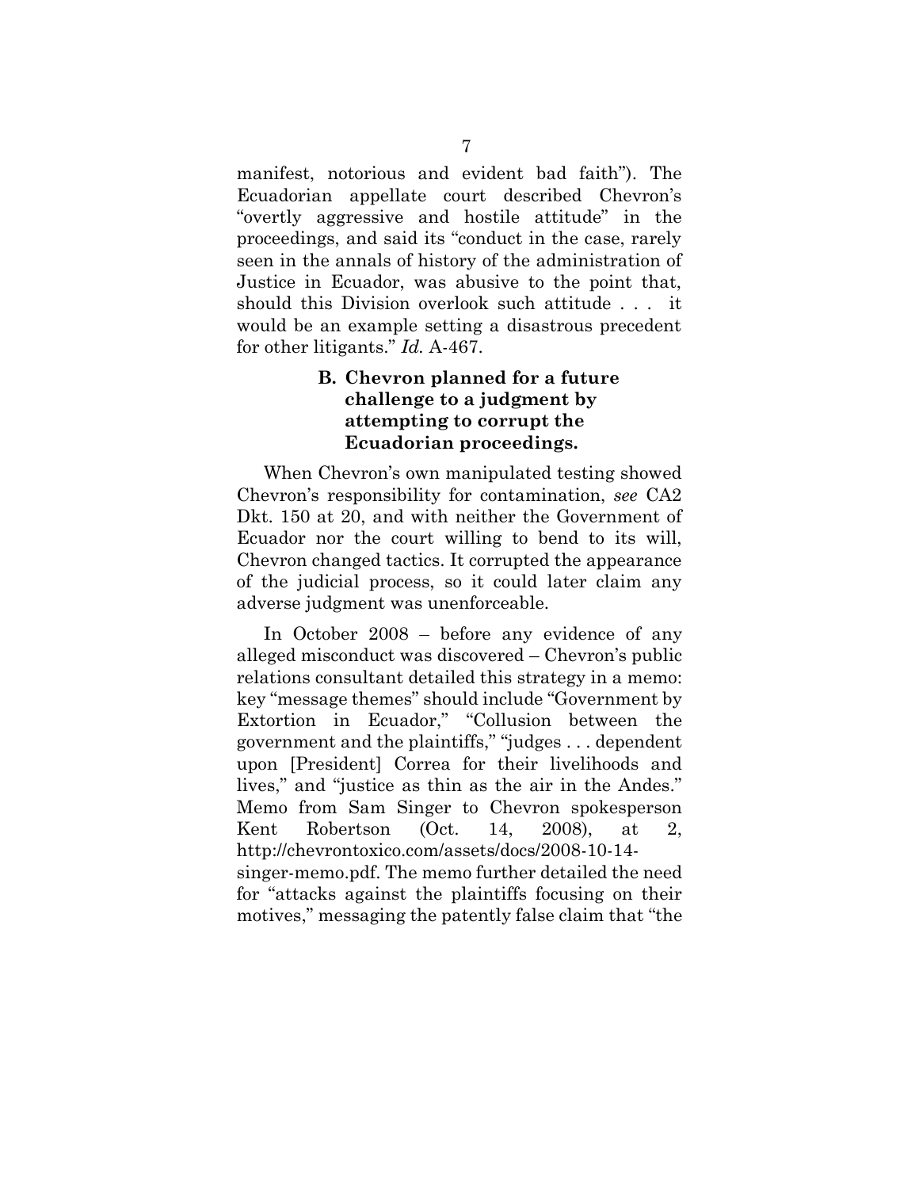manifest, notorious and evident bad faith"). The Ecuadorian appellate court described Chevron's "overtly aggressive and hostile attitude" in the proceedings, and said its "conduct in the case, rarely seen in the annals of history of the administration of Justice in Ecuador, was abusive to the point that, should this Division overlook such attitude . . . it would be an example setting a disastrous precedent for other litigants." *Id.* A-467.

### B. Chevron planned for a future challenge to a judgment by attempting to corrupt the Ecuadorian proceedings.

When Chevron's own manipulated testing showed Chevron's responsibility for contamination, *see* CA2 Dkt. 150 at 20, and with neither the Government of Ecuador nor the court willing to bend to its will, Chevron changed tactics. It corrupted the appearance of the judicial process, so it could later claim any adverse judgment was unenforceable.

In October 2008 – before any evidence of any alleged misconduct was discovered – Chevron's public relations consultant detailed this strategy in a memo: key "message themes" should include "Government by Extortion in Ecuador," "Collusion between the government and the plaintiffs," "judges . . . dependent upon [President] Correa for their livelihoods and lives," and "justice as thin as the air in the Andes." Memo from Sam Singer to Chevron spokesperson Kent Robertson (Oct. 14, 2008), at 2, http://chevrontoxico.com/assets/docs/2008-10-14-singer-memo.pdf. The memo further detailed the need for "attacks against the plaintiffs focusing on their motives," messaging the patently false claim that "the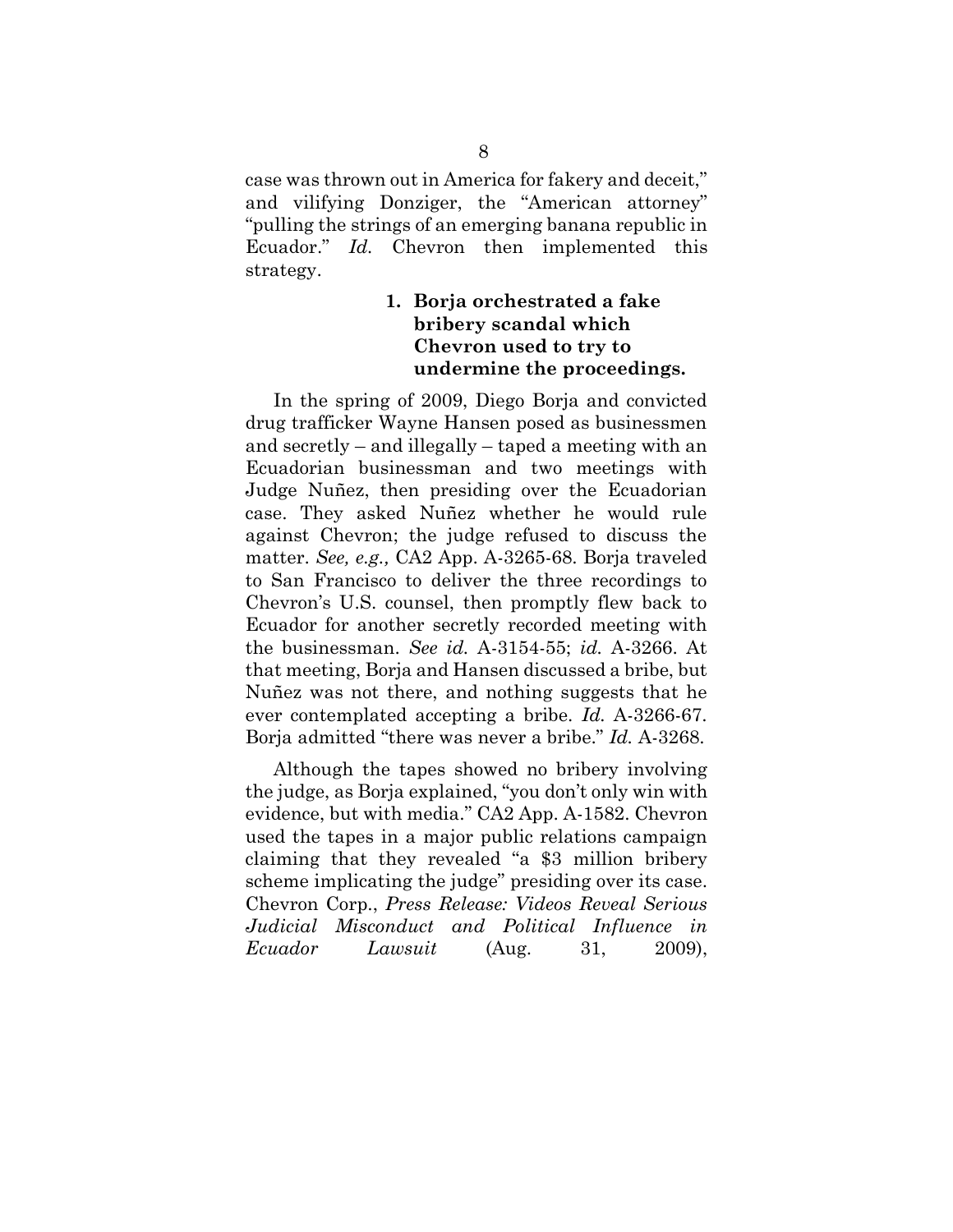case was thrown out in America for fakery and deceit," and vilifying Donziger, the "American attorney" "pulling the strings of an emerging banana republic in Ecuador." *Id.* Chevron then implemented this strategy.

### 1. Borja orchestrated a fake bribery scandal which Chevron used to try to undermine the proceedings.

In the spring of 2009, Diego Borja and convicted drug trafficker Wayne Hansen posed as businessmen and secretly – and illegally – taped a meeting with an Ecuadorian businessman and two meetings with Judge Nuñez, then presiding over the Ecuadorian case. They asked Nuñez whether he would rule against Chevron; the judge refused to discuss the matter. *See, e.g.,* CA2 App. A-3265-68. Borja traveled to San Francisco to deliver the three recordings to Chevron's U.S. counsel, then promptly flew back to Ecuador for another secretly recorded meeting with the businessman. *See id.* A-3154-55; *id.* A-3266. At that meeting, Borja and Hansen discussed a bribe, but Nuñez was not there, and nothing suggests that he ever contemplated accepting a bribe. *Id.* A-3266-67. Borja admitted "there was never a bribe." *Id.* A-3268.

Although the tapes showed no bribery involving the judge, as Borja explained, "you don't only win with evidence, but with media." CA2 App. A-1582. Chevron used the tapes in a major public relations campaign claiming that they revealed "a $3 million bribery scheme implicating the judge" presiding over its case. Chevron Corp., *Press Release: Videos Reveal Serious Judicial Misconduct and Political Influence in Ecuador Lawsuit* (Aug. 31, 2009),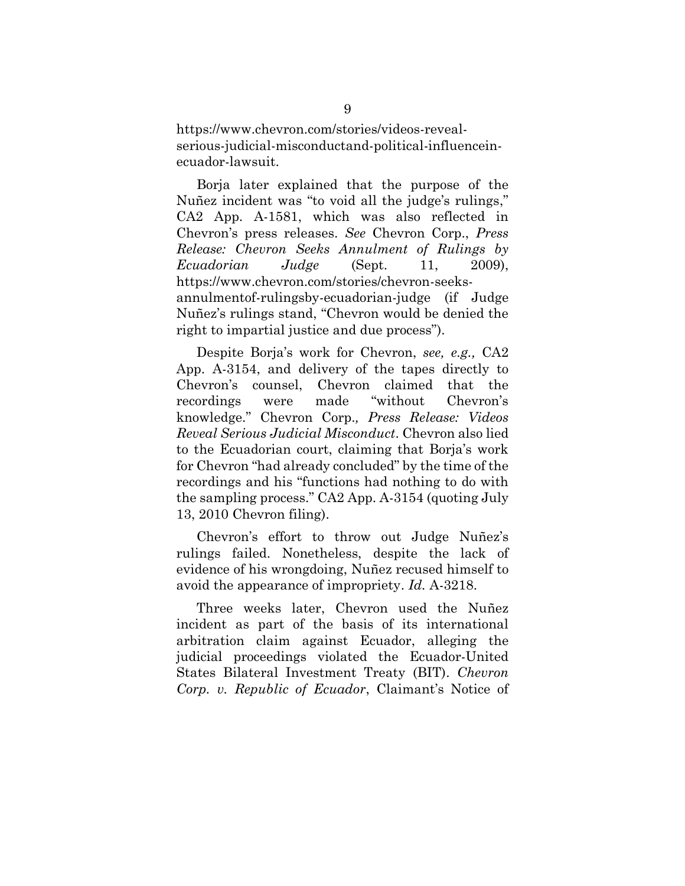https://www.chevron.com/stories/videos-reveal-serious-judicial-misconductand-political-influencein-ecuador-lawsuit.

Borja later explained that the purpose of the Nuñez incident was "to void all the judge's rulings," CA2 App. A-1581, which was also reflected in Chevron's press releases. *See* Chevron Corp., *Press Release: Chevron Seeks Annulment of Rulings by Ecuadorian Judge* (Sept. 11, 2009), https://www.chevron.com/stories/chevron-seeks-annulmentof-rulingsby-ecuadorian-judge (if Judge Nuñez's rulings stand, "Chevron would be denied the right to impartial justice and due process").

Despite Borja's work for Chevron, *see, e.g.,* CA2 App. A-3154, and delivery of the tapes directly to Chevron's counsel, Chevron claimed that the recordings were made "without Chevron's knowledge." Chevron Corp.*, Press Release: Videos Reveal Serious Judicial Misconduct*. Chevron also lied to the Ecuadorian court, claiming that Borja's work for Chevron "had already concluded" by the time of the recordings and his "functions had nothing to do with the sampling process." CA2 App. A-3154 (quoting July 13, 2010 Chevron filing).

Chevron's effort to throw out Judge Nuñez's rulings failed. Nonetheless, despite the lack of evidence of his wrongdoing, Nuñez recused himself to avoid the appearance of impropriety. *Id.* A-3218.

Three weeks later, Chevron used the Nuñez incident as part of the basis of its international arbitration claim against Ecuador, alleging the judicial proceedings violated the Ecuador-United States Bilateral Investment Treaty (BIT). *Chevron Corp. v. Republic of Ecuador*, Claimant's Notice of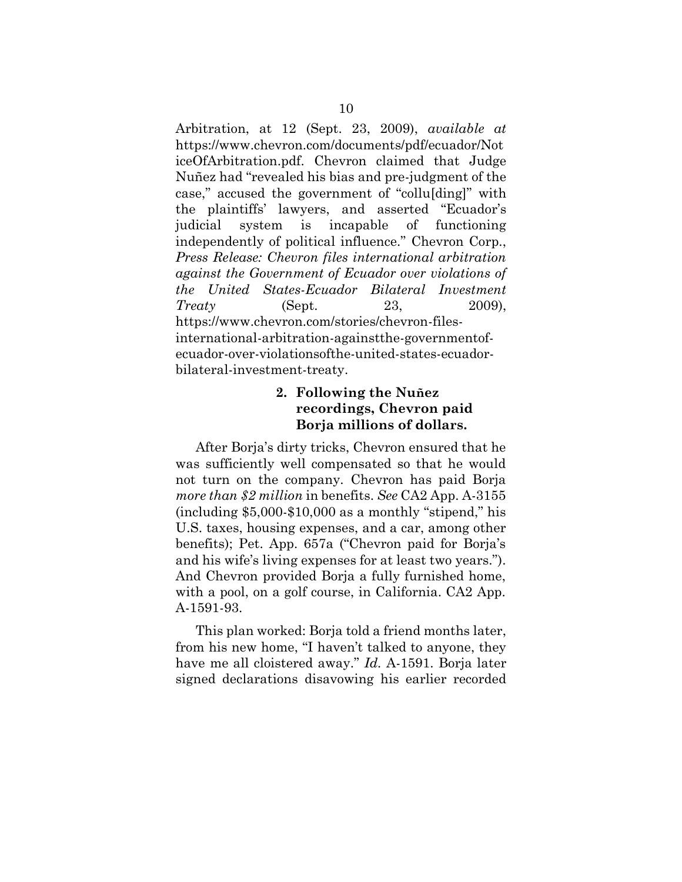Arbitration, at 12 (Sept. 23, 2009), *available at* https://www.chevron.com/documents/pdf/ecuador/NoticeOfArbitration.pdf. Chevron claimed that Judge Nuñez had "revealed his bias and pre-judgment of the case," accused the government of "collu[ding]" with the plaintiffs' lawyers, and asserted "Ecuador's judicial system is incapable of functioning independently of political influence." Chevron Corp., *Press Release: Chevron files international arbitration against the Government of Ecuador over violations of the United States-Ecuador Bilateral Investment Treaty* (Sept. 23, 2009), https://www.chevron.com/stories/chevron-files-international-arbitration-againstthe-governmentof-ecuador-over-violationsofthe-united-states-ecuador-bilateral-investment-treaty.

#### 2. Following the Nuñez recordings, Chevron paid Borja millions of dollars.

After Borja's dirty tricks, Chevron ensured that he was sufficiently well compensated so that he would not turn on the company. Chevron has paid Borja *more than $2 million* in benefits. *See* CA2 App. A-3155 (including $5,000-$10,000 as a monthly "stipend," his U.S. taxes, housing expenses, and a car, among other benefits); Pet. App. 657a ("Chevron paid for Borja's and his wife's living expenses for at least two years."). And Chevron provided Borja a fully furnished home, with a pool, on a golf course, in California. CA2 App. A-1591-93.

This plan worked: Borja told a friend months later, from his new home, "I haven't talked to anyone, they have me all cloistered away." *Id.* A-1591. Borja later signed declarations disavowing his earlier recorded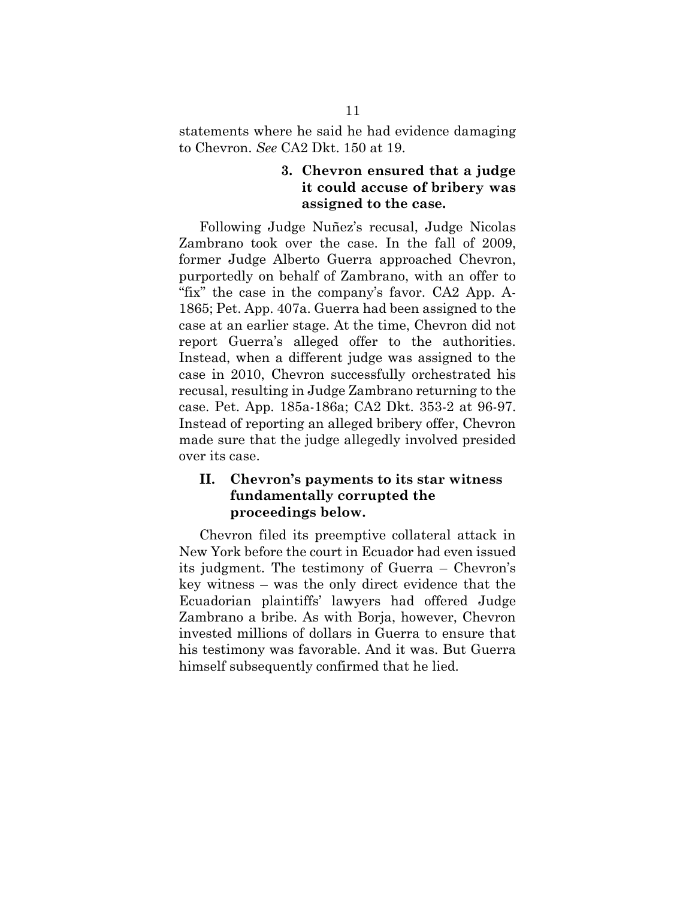statements where he said he had evidence damaging to Chevron. *See* CA2 Dkt. 150 at 19.

#### 3. Chevron ensured that a judge it could accuse of bribery was assigned to the case.

Following Judge Nuñez's recusal, Judge Nicolas Zambrano took over the case. In the fall of 2009, former Judge Alberto Guerra approached Chevron, purportedly on behalf of Zambrano, with an offer to "fix" the case in the company's favor. CA2 App. A-1865; Pet. App. 407a. Guerra had been assigned to the case at an earlier stage. At the time, Chevron did not report Guerra's alleged offer to the authorities. Instead, when a different judge was assigned to the case in 2010, Chevron successfully orchestrated his recusal, resulting in Judge Zambrano returning to the case. Pet. App. 185a-186a; CA2 Dkt. 353-2 at 96-97. Instead of reporting an alleged bribery offer, Chevron made sure that the judge allegedly involved presided over its case.

## II. Chevron's payments to its star witness fundamentally corrupted the proceedings below.

Chevron filed its preemptive collateral attack in New York before the court in Ecuador had even issued its judgment. The testimony of Guerra – Chevron's key witness – was the only direct evidence that the Ecuadorian plaintiffs' lawyers had offered Judge Zambrano a bribe. As with Borja, however, Chevron invested millions of dollars in Guerra to ensure that his testimony was favorable. And it was. But Guerra himself subsequently confirmed that he lied.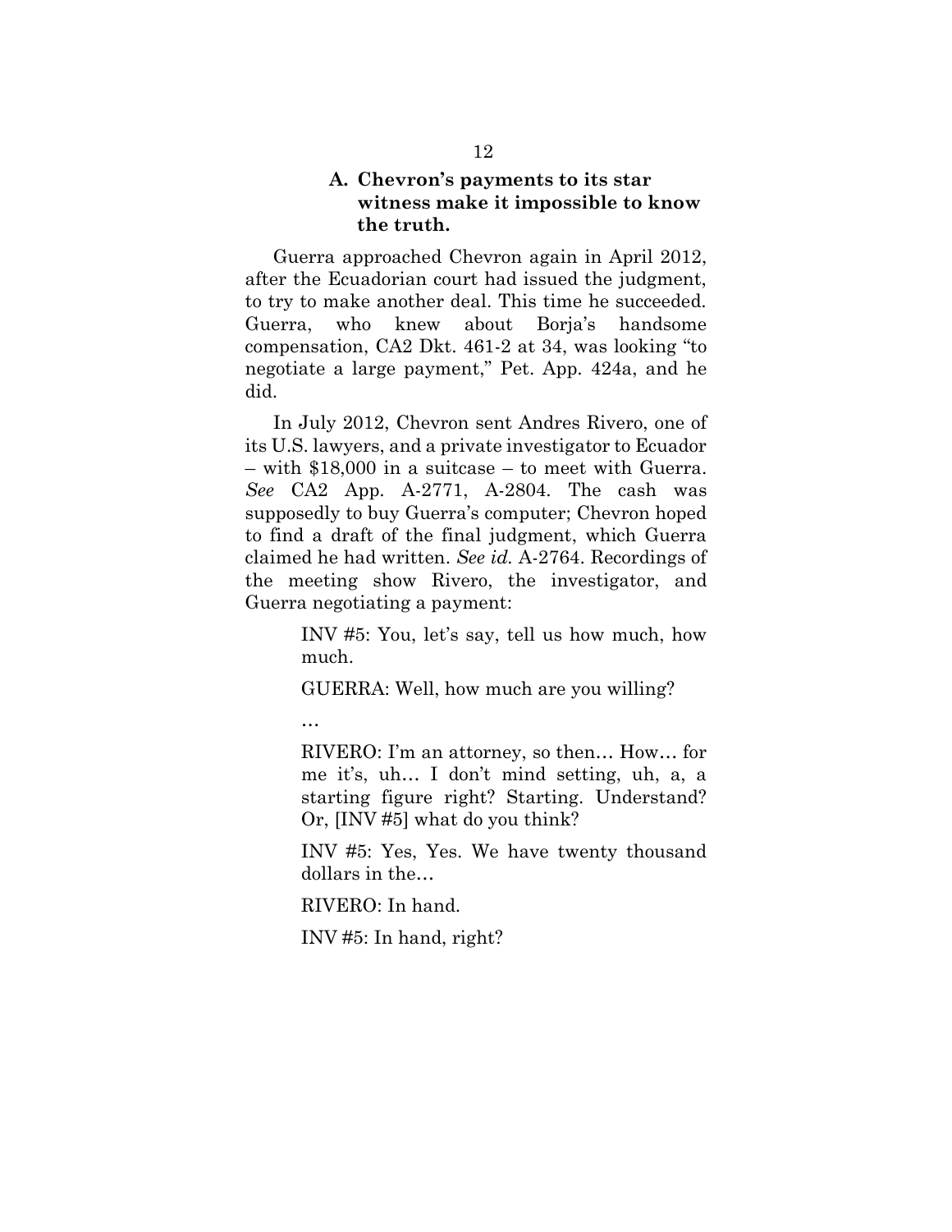### A. Chevron's payments to its star witness make it impossible to know the truth.

Guerra approached Chevron again in April 2012, after the Ecuadorian court had issued the judgment, to try to make another deal. This time he succeeded. Guerra, who knew about Borja's handsome compensation, CA2 Dkt. 461-2 at 34, was looking "to negotiate a large payment," Pet. App. 424a, and he did.

In July 2012, Chevron sent Andres Rivero, one of its U.S. lawyers, and a private investigator to Ecuador – with $18,000 in a suitcase – to meet with Guerra. *See* CA2 App. A-2771, A-2804. The cash was supposedly to buy Guerra's computer; Chevron hoped to find a draft of the final judgment, which Guerra claimed he had written. *See id.* A-2764. Recordings of the meeting show Rivero, the investigator, and Guerra negotiating a payment:

> INV #5: You, let's say, tell us how much, how much.
>
> GUERRA: Well, how much are you willing?
>
> …
>
> RIVERO: I'm an attorney, so then… How… for me it's, uh… I don't mind setting, uh, a, a starting figure right? Starting. Understand? Or, [INV #5] what do you think?
>
> INV #5: Yes, Yes. We have twenty thousand dollars in the…
>
> RIVERO: In hand.
>
> INV #5: In hand, right?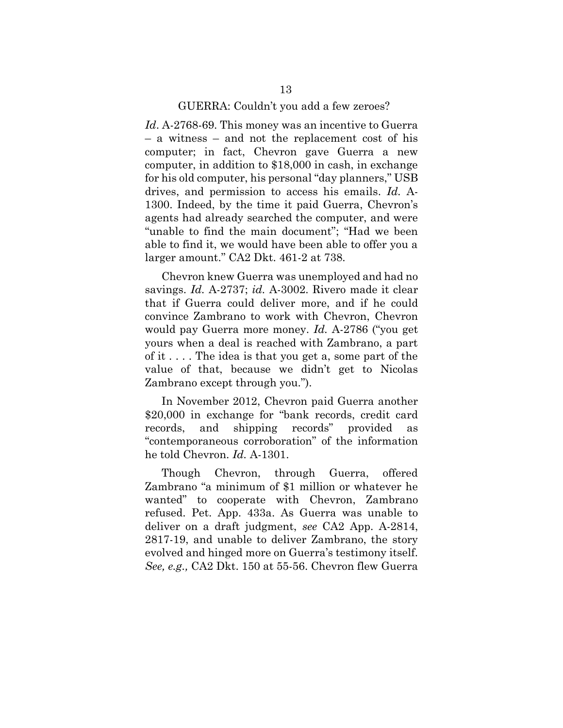GUERRA: Couldn't you add a few zeroes?

*Id*. A-2768-69. This money was an incentive to Guerra – a witness – and not the replacement cost of his computer; in fact, Chevron gave Guerra a new computer, in addition to $18,000 in cash, in exchange for his old computer, his personal "day planners," USB drives, and permission to access his emails. *Id.* A-1300. Indeed, by the time it paid Guerra, Chevron's agents had already searched the computer, and were "unable to find the main document"; "Had we been able to find it, we would have been able to offer you a larger amount." CA2 Dkt. 461-2 at 738.

Chevron knew Guerra was unemployed and had no savings. *Id.* A-2737; *id.* A-3002. Rivero made it clear that if Guerra could deliver more, and if he could convince Zambrano to work with Chevron, Chevron would pay Guerra more money. *Id.* A-2786 ("you get yours when a deal is reached with Zambrano, a part of it . . . . The idea is that you get a, some part of the value of that, because we didn't get to Nicolas Zambrano except through you.").

In November 2012, Chevron paid Guerra another $20,000 in exchange for "bank records, credit card records, and shipping records" provided as "contemporaneous corroboration" of the information he told Chevron. *Id.* A-1301.

Though Chevron, through Guerra, offered Zambrano "a minimum of $1 million or whatever he wanted" to cooperate with Chevron, Zambrano refused. Pet. App. 433a. As Guerra was unable to deliver on a draft judgment, *see* CA2 App. A-2814, 2817-19, and unable to deliver Zambrano, the story evolved and hinged more on Guerra's testimony itself. *See, e.g.,* CA2 Dkt. 150 at 55-56. Chevron flew Guerra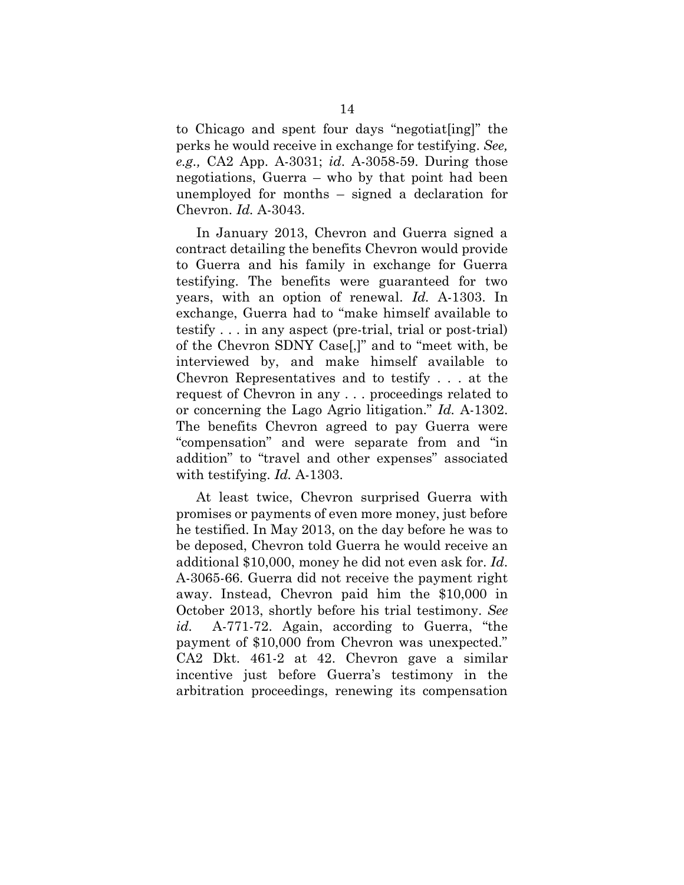to Chicago and spent four days "negotiat[ing]" the perks he would receive in exchange for testifying. *See, e.g.,* CA2 App. A-3031; *id.* A-3058-59. During those negotiations, Guerra – who by that point had been unemployed for months – signed a declaration for Chevron. *Id.* A-3043.

In January 2013, Chevron and Guerra signed a contract detailing the benefits Chevron would provide to Guerra and his family in exchange for Guerra testifying. The benefits were guaranteed for two years, with an option of renewal. *Id.* A-1303. In exchange, Guerra had to "make himself available to testify . . . in any aspect (pre-trial, trial or post-trial) of the Chevron SDNY Case[,]" and to "meet with, be interviewed by, and make himself available to Chevron Representatives and to testify . . . at the request of Chevron in any . . . proceedings related to or concerning the Lago Agrio litigation." *Id.* A-1302. The benefits Chevron agreed to pay Guerra were "compensation" and were separate from and "in addition" to "travel and other expenses" associated with testifying. *Id.* A-1303.

At least twice, Chevron surprised Guerra with promises or payments of even more money, just before he testified. In May 2013, on the day before he was to be deposed, Chevron told Guerra he would receive an additional $10,000, money he did not even ask for. *Id*. A-3065-66. Guerra did not receive the payment right away. Instead, Chevron paid him the $10,000 in October 2013, shortly before his trial testimony. *See id.* A-771-72. Again, according to Guerra, "the payment of $10,000 from Chevron was unexpected." CA2 Dkt. 461-2 at 42. Chevron gave a similar incentive just before Guerra's testimony in the arbitration proceedings, renewing its compensation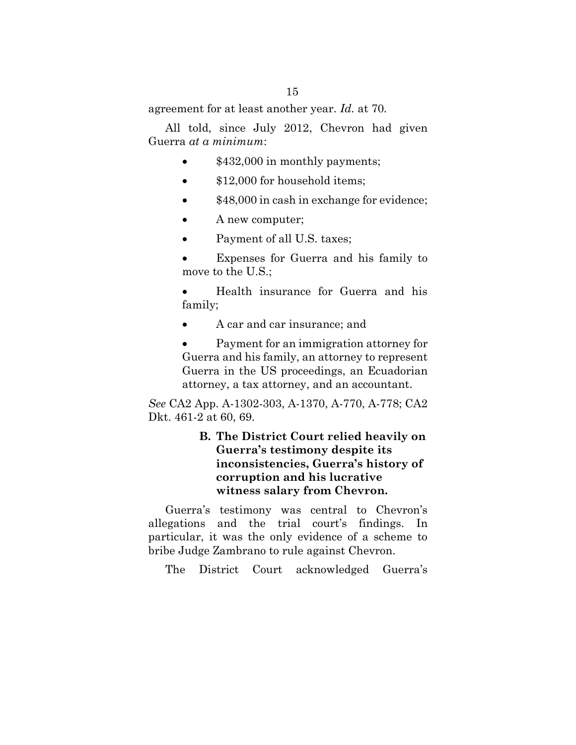agreement for at least another year. *Id.* at 70.

All told, since July 2012, Chevron had given Guerra *at a minimum*:

- $432,000 in monthly payments;
- $12,000 for household items;
- $48,000 in cash in exchange for evidence;
- A new computer;
- Payment of all U.S. taxes;
- Expenses for Guerra and his family to move to the U.S.;
- Health insurance for Guerra and his family;
- A car and car insurance; and
- Payment for an immigration attorney for Guerra and his family, an attorney to represent Guerra in the US proceedings, an Ecuadorian attorney, a tax attorney, and an accountant.

*See* CA2 App. A-1302-303, A-1370, A-770, A-778; CA2 Dkt. 461-2 at 60, 69.

### B. The District Court relied heavily on Guerra's testimony despite its inconsistencies, Guerra's history of corruption and his lucrative witness salary from Chevron.

Guerra's testimony was central to Chevron's allegations and the trial court's findings. In particular, it was the only evidence of a scheme to bribe Judge Zambrano to rule against Chevron.

The District Court acknowledged Guerra's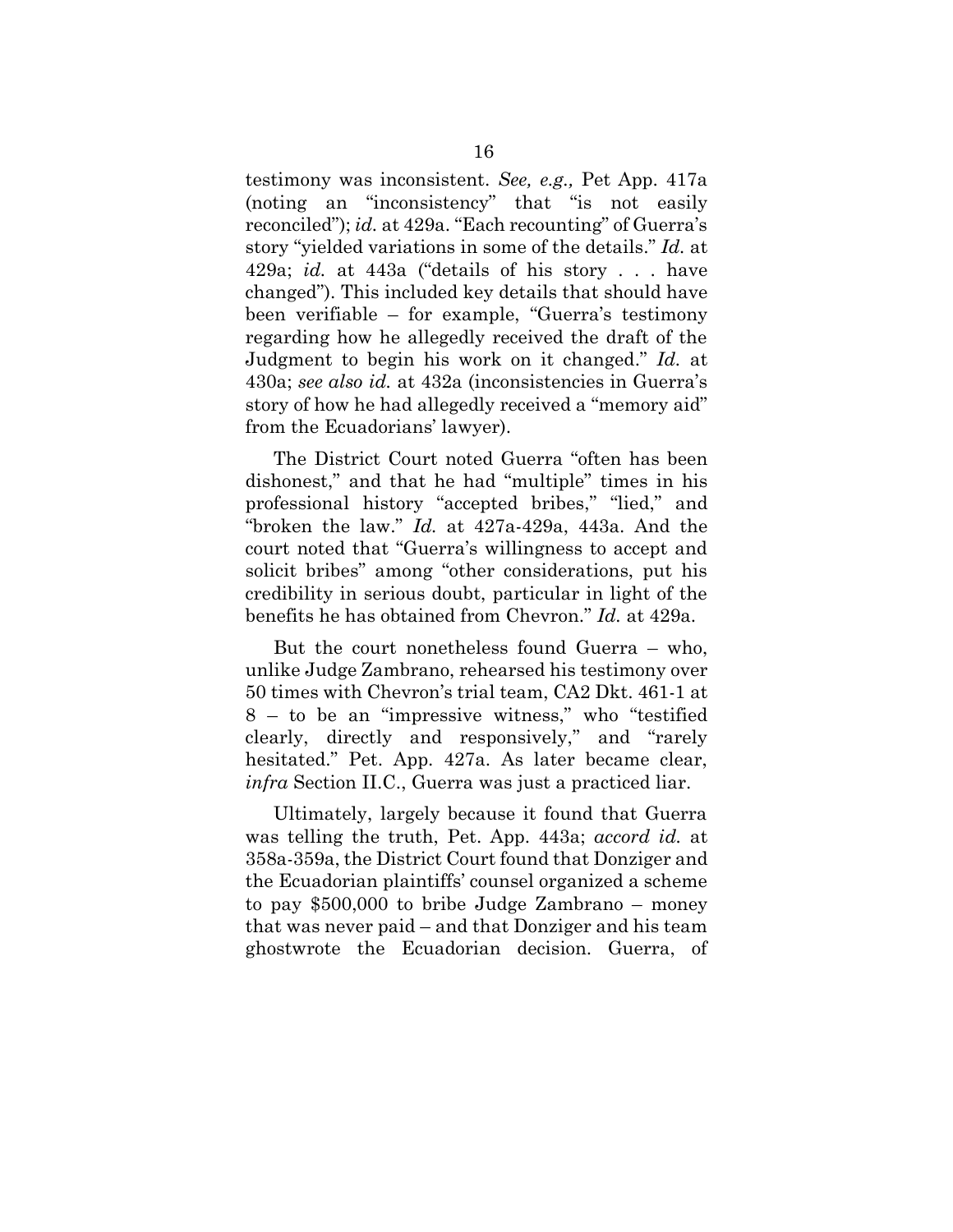testimony was inconsistent. *See, e.g.,* Pet App. 417a (noting an "inconsistency" that "is not easily reconciled"); *id.* at 429a. "Each recounting" of Guerra's story "yielded variations in some of the details." *Id.* at 429a; *id.* at 443a ("details of his story . . . have changed"). This included key details that should have been verifiable – for example, "Guerra's testimony regarding how he allegedly received the draft of the Judgment to begin his work on it changed." *Id.* at 430a; *see also id.* at 432a (inconsistencies in Guerra's story of how he had allegedly received a "memory aid" from the Ecuadorians' lawyer).

The District Court noted Guerra "often has been dishonest," and that he had "multiple" times in his professional history "accepted bribes," "lied," and "broken the law." *Id.* at 427a-429a, 443a. And the court noted that "Guerra's willingness to accept and solicit bribes" among "other considerations, put his credibility in serious doubt, particular in light of the benefits he has obtained from Chevron." *Id.* at 429a.

But the court nonetheless found Guerra – who, unlike Judge Zambrano, rehearsed his testimony over 50 times with Chevron's trial team, CA2 Dkt. 461-1 at 8 – to be an "impressive witness," who "testified clearly, directly and responsively," and "rarely hesitated." Pet. App. 427a. As later became clear, *infra* Section II.C., Guerra was just a practiced liar.

Ultimately, largely because it found that Guerra was telling the truth, Pet. App. 443a; *accord id.* at 358a-359a, the District Court found that Donziger and the Ecuadorian plaintiffs' counsel organized a scheme to pay \$500,000 to bribe Judge Zambrano – money that was never paid – and that Donziger and his team ghostwrote the Ecuadorian decision. Guerra, of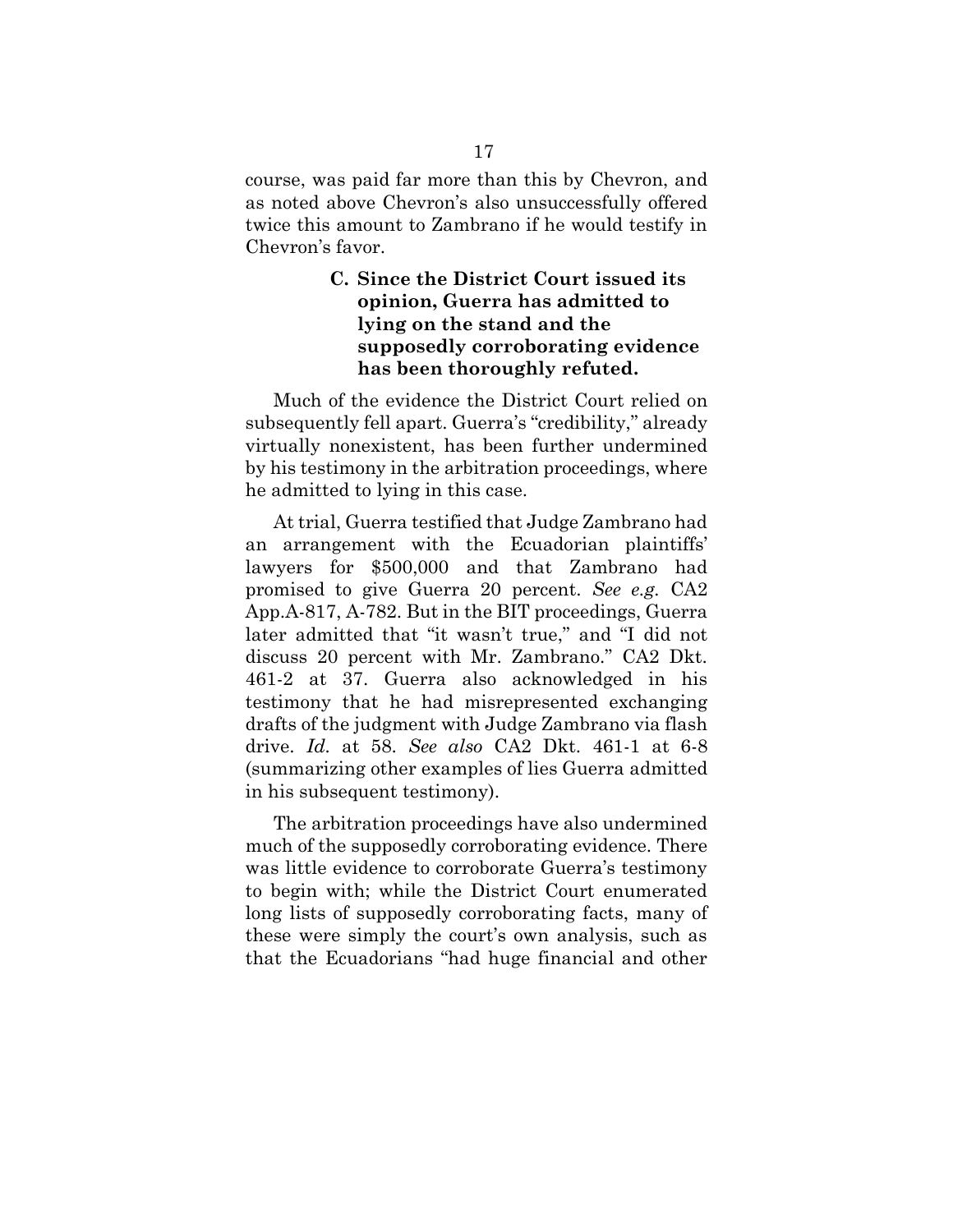course, was paid far more than this by Chevron, and as noted above Chevron's also unsuccessfully offered twice this amount to Zambrano if he would testify in Chevron's favor.

### C. Since the District Court issued its opinion, Guerra has admitted to lying on the stand and the supposedly corroborating evidence has been thoroughly refuted.

Much of the evidence the District Court relied on subsequently fell apart. Guerra's "credibility," already virtually nonexistent, has been further undermined by his testimony in the arbitration proceedings, where he admitted to lying in this case.

At trial, Guerra testified that Judge Zambrano had an arrangement with the Ecuadorian plaintiffs' lawyers for \$500,000 and that Zambrano had promised to give Guerra 20 percent. *See e.g.* CA2 App.A-817, A-782. But in the BIT proceedings, Guerra later admitted that "it wasn't true," and "I did not discuss 20 percent with Mr. Zambrano." CA2 Dkt. 461-2 at 37. Guerra also acknowledged in his testimony that he had misrepresented exchanging drafts of the judgment with Judge Zambrano via flash drive. *Id.* at 58. *See also* CA2 Dkt. 461-1 at 6-8 (summarizing other examples of lies Guerra admitted in his subsequent testimony).

The arbitration proceedings have also undermined much of the supposedly corroborating evidence. There was little evidence to corroborate Guerra's testimony to begin with; while the District Court enumerated long lists of supposedly corroborating facts, many of these were simply the court's own analysis, such as that the Ecuadorians "had huge financial and other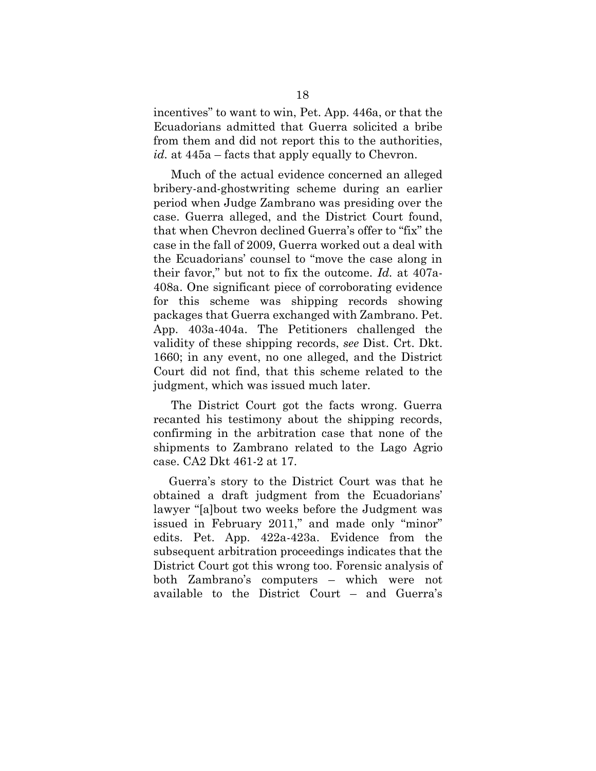incentives" to want to win, Pet. App. 446a, or that the Ecuadorians admitted that Guerra solicited a bribe from them and did not report this to the authorities, *id.* at 445a – facts that apply equally to Chevron.

Much of the actual evidence concerned an alleged bribery-and-ghostwriting scheme during an earlier period when Judge Zambrano was presiding over the case. Guerra alleged, and the District Court found, that when Chevron declined Guerra's offer to "fix" the case in the fall of 2009, Guerra worked out a deal with the Ecuadorians' counsel to "move the case along in their favor," but not to fix the outcome. *Id.* at 407a-408a. One significant piece of corroborating evidence for this scheme was shipping records showing packages that Guerra exchanged with Zambrano. Pet. App. 403a-404a. The Petitioners challenged the validity of these shipping records, *see* Dist. Crt. Dkt. 1660; in any event, no one alleged, and the District Court did not find, that this scheme related to the judgment, which was issued much later.

The District Court got the facts wrong. Guerra recanted his testimony about the shipping records, confirming in the arbitration case that none of the shipments to Zambrano related to the Lago Agrio case. CA2 Dkt 461-2 at 17.

Guerra's story to the District Court was that he obtained a draft judgment from the Ecuadorians' lawyer "[a]bout two weeks before the Judgment was issued in February 2011," and made only "minor" edits. Pet. App. 422a-423a. Evidence from the subsequent arbitration proceedings indicates that the District Court got this wrong too. Forensic analysis of both Zambrano's computers – which were not available to the District Court – and Guerra's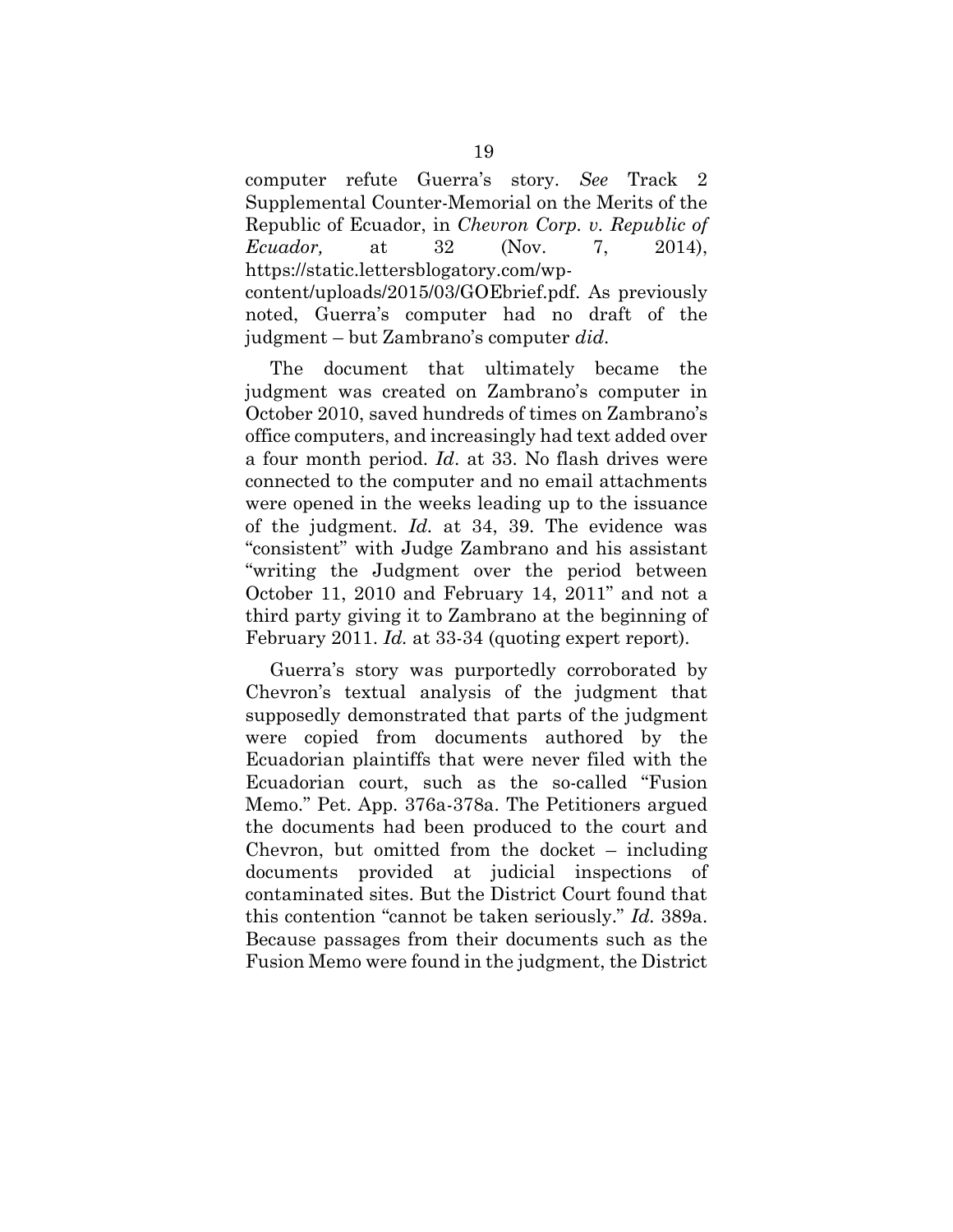computer refute Guerra's story. *See* Track 2 Supplemental Counter-Memorial on the Merits of the Republic of Ecuador, in *Chevron Corp. v. Republic of Ecuador,* at 32 (Nov. 7, 2014), https://static.lettersblogatory.com/wp-content/uploads/2015/03/GOEbrief.pdf. As previously noted, Guerra's computer had no draft of the judgment – but Zambrano's computer *did*.

The document that ultimately became the judgment was created on Zambrano's computer in October 2010, saved hundreds of times on Zambrano's office computers, and increasingly had text added over a four month period. *Id*. at 33. No flash drives were connected to the computer and no email attachments were opened in the weeks leading up to the issuance of the judgment. *Id.* at 34, 39. The evidence was "consistent" with Judge Zambrano and his assistant "writing the Judgment over the period between October 11, 2010 and February 14, 2011" and not a third party giving it to Zambrano at the beginning of February 2011. *Id.* at 33-34 (quoting expert report).

Guerra's story was purportedly corroborated by Chevron's textual analysis of the judgment that supposedly demonstrated that parts of the judgment were copied from documents authored by the Ecuadorian plaintiffs that were never filed with the Ecuadorian court, such as the so-called "Fusion Memo." Pet. App. 376a-378a. The Petitioners argued the documents had been produced to the court and Chevron, but omitted from the docket – including documents provided at judicial inspections of contaminated sites. But the District Court found that this contention "cannot be taken seriously." *Id.* 389a. Because passages from their documents such as the Fusion Memo were found in the judgment, the District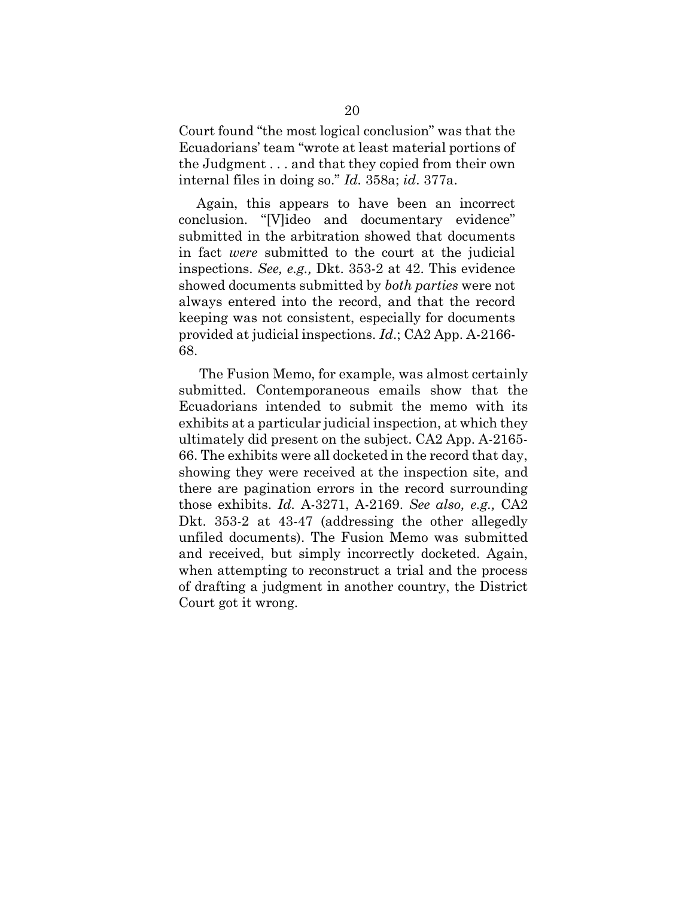Court found "the most logical conclusion" was that the Ecuadorians' team "wrote at least material portions of the Judgment . . . and that they copied from their own internal files in doing so." *Id.* 358a; *id*. 377a.

Again, this appears to have been an incorrect conclusion. "[V]ideo and documentary evidence" submitted in the arbitration showed that documents in fact *were* submitted to the court at the judicial inspections. *See, e.g.,* Dkt. 353-2 at 42. This evidence showed documents submitted by *both parties* were not always entered into the record, and that the record keeping was not consistent, especially for documents provided at judicial inspections. *Id*.; CA2 App. A-2166-68.

The Fusion Memo, for example, was almost certainly submitted. Contemporaneous emails show that the Ecuadorians intended to submit the memo with its exhibits at a particular judicial inspection, at which they ultimately did present on the subject. CA2 App. A-2165-66. The exhibits were all docketed in the record that day, showing they were received at the inspection site, and there are pagination errors in the record surrounding those exhibits. *Id.* A-3271, A-2169. *See also, e.g.,* CA2 Dkt. 353-2 at 43-47 (addressing the other allegedly unfiled documents). The Fusion Memo was submitted and received, but simply incorrectly docketed. Again, when attempting to reconstruct a trial and the process of drafting a judgment in another country, the District Court got it wrong.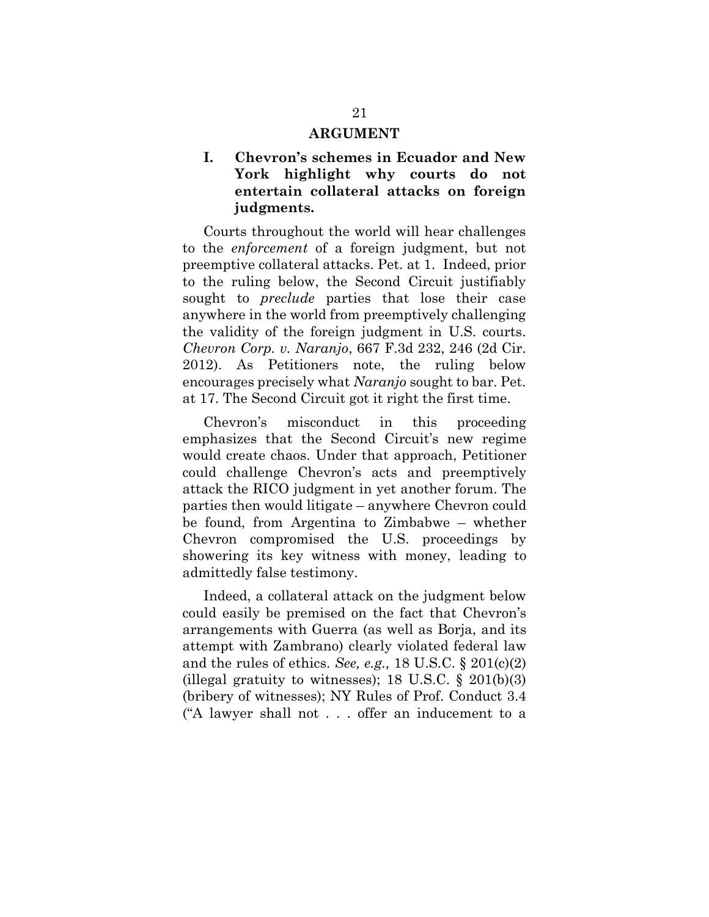## ARGUMENT

### I. Chevron's schemes in Ecuador and New York highlight why courts do not entertain collateral attacks on foreign judgments.

Courts throughout the world will hear challenges to the *enforcement* of a foreign judgment, but not preemptive collateral attacks. Pet. at 1. Indeed, prior to the ruling below, the Second Circuit justifiably sought to *preclude* parties that lose their case anywhere in the world from preemptively challenging the validity of the foreign judgment in U.S. courts. *Chevron Corp. v. Naranjo*, 667 F.3d 232, 246 (2d Cir. 2012). As Petitioners note, the ruling below encourages precisely what *Naranjo* sought to bar. Pet. at 17. The Second Circuit got it right the first time.

Chevron's misconduct in this proceeding emphasizes that the Second Circuit's new regime would create chaos. Under that approach, Petitioner could challenge Chevron's acts and preemptively attack the RICO judgment in yet another forum. The parties then would litigate – anywhere Chevron could be found, from Argentina to Zimbabwe – whether Chevron compromised the U.S. proceedings by showering its key witness with money, leading to admittedly false testimony.

Indeed, a collateral attack on the judgment below could easily be premised on the fact that Chevron's arrangements with Guerra (as well as Borja, and its attempt with Zambrano) clearly violated federal law and the rules of ethics. *See, e.g.,* 18 U.S.C. § 201(c)(2) (illegal gratuity to witnesses); 18 U.S.C. § 201(b)(3) (bribery of witnesses); NY Rules of Prof. Conduct 3.4 ("A lawyer shall not . . . offer an inducement to a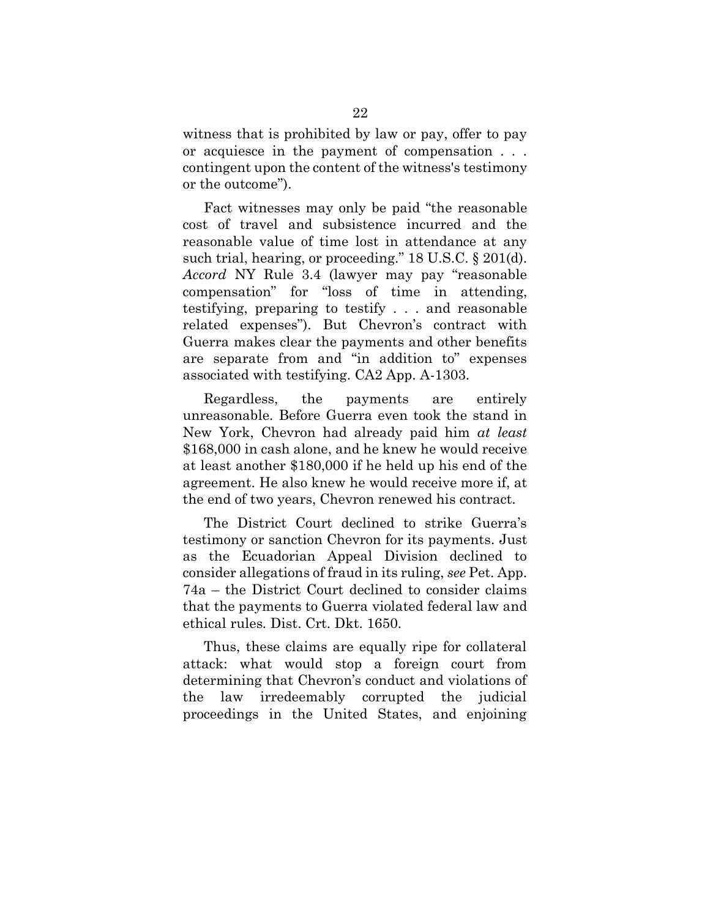witness that is prohibited by law or pay, offer to pay or acquiesce in the payment of compensation . . . contingent upon the content of the witness's testimony or the outcome").

Fact witnesses may only be paid "the reasonable cost of travel and subsistence incurred and the reasonable value of time lost in attendance at any such trial, hearing, or proceeding." 18 U.S.C. § 201(d). *Accord* NY Rule 3.4 (lawyer may pay "reasonable compensation" for "loss of time in attending, testifying, preparing to testify . . . and reasonable related expenses"). But Chevron's contract with Guerra makes clear the payments and other benefits are separate from and "in addition to" expenses associated with testifying. CA2 App. A-1303.

Regardless, the payments are entirely unreasonable. Before Guerra even took the stand in New York, Chevron had already paid him *at least* $168,000 in cash alone, and he knew he would receive at least another $180,000 if he held up his end of the agreement. He also knew he would receive more if, at the end of two years, Chevron renewed his contract.

The District Court declined to strike Guerra's testimony or sanction Chevron for its payments. Just as the Ecuadorian Appeal Division declined to consider allegations of fraud in its ruling, *see* Pet. App. 74a – the District Court declined to consider claims that the payments to Guerra violated federal law and ethical rules. Dist. Crt. Dkt. 1650.

Thus, these claims are equally ripe for collateral attack: what would stop a foreign court from determining that Chevron's conduct and violations of the law irredeemably corrupted the judicial proceedings in the United States, and enjoining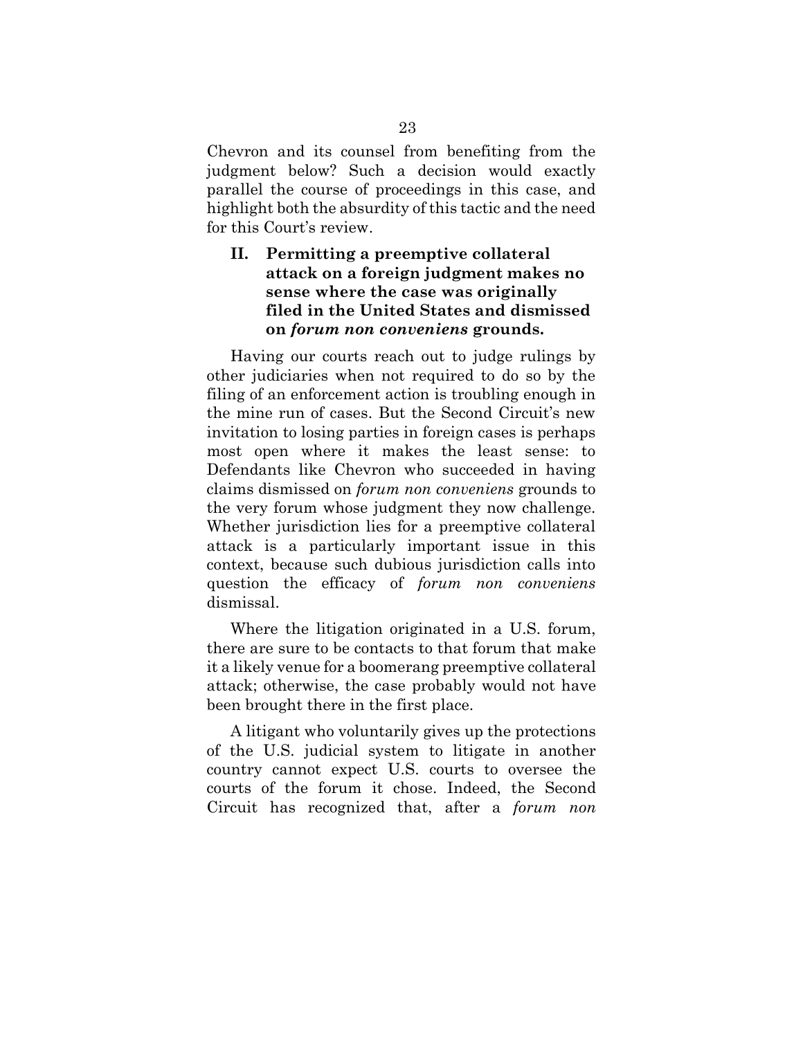Chevron and its counsel from benefiting from the judgment below? Such a decision would exactly parallel the course of proceedings in this case, and highlight both the absurdity of this tactic and the need for this Court's review.

## II. Permitting a preemptive collateral attack on a foreign judgment makes no sense where the case was originally filed in the United States and dismissed on *forum non conveniens* grounds.

Having our courts reach out to judge rulings by other judiciaries when not required to do so by the filing of an enforcement action is troubling enough in the mine run of cases. But the Second Circuit's new invitation to losing parties in foreign cases is perhaps most open where it makes the least sense: to Defendants like Chevron who succeeded in having claims dismissed on *forum non conveniens* grounds to the very forum whose judgment they now challenge. Whether jurisdiction lies for a preemptive collateral attack is a particularly important issue in this context, because such dubious jurisdiction calls into question the efficacy of *forum non conveniens* dismissal.

Where the litigation originated in a U.S. forum, there are sure to be contacts to that forum that make it a likely venue for a boomerang preemptive collateral attack; otherwise, the case probably would not have been brought there in the first place.

A litigant who voluntarily gives up the protections of the U.S. judicial system to litigate in another country cannot expect U.S. courts to oversee the courts of the forum it chose. Indeed, the Second Circuit has recognized that, after a *forum non*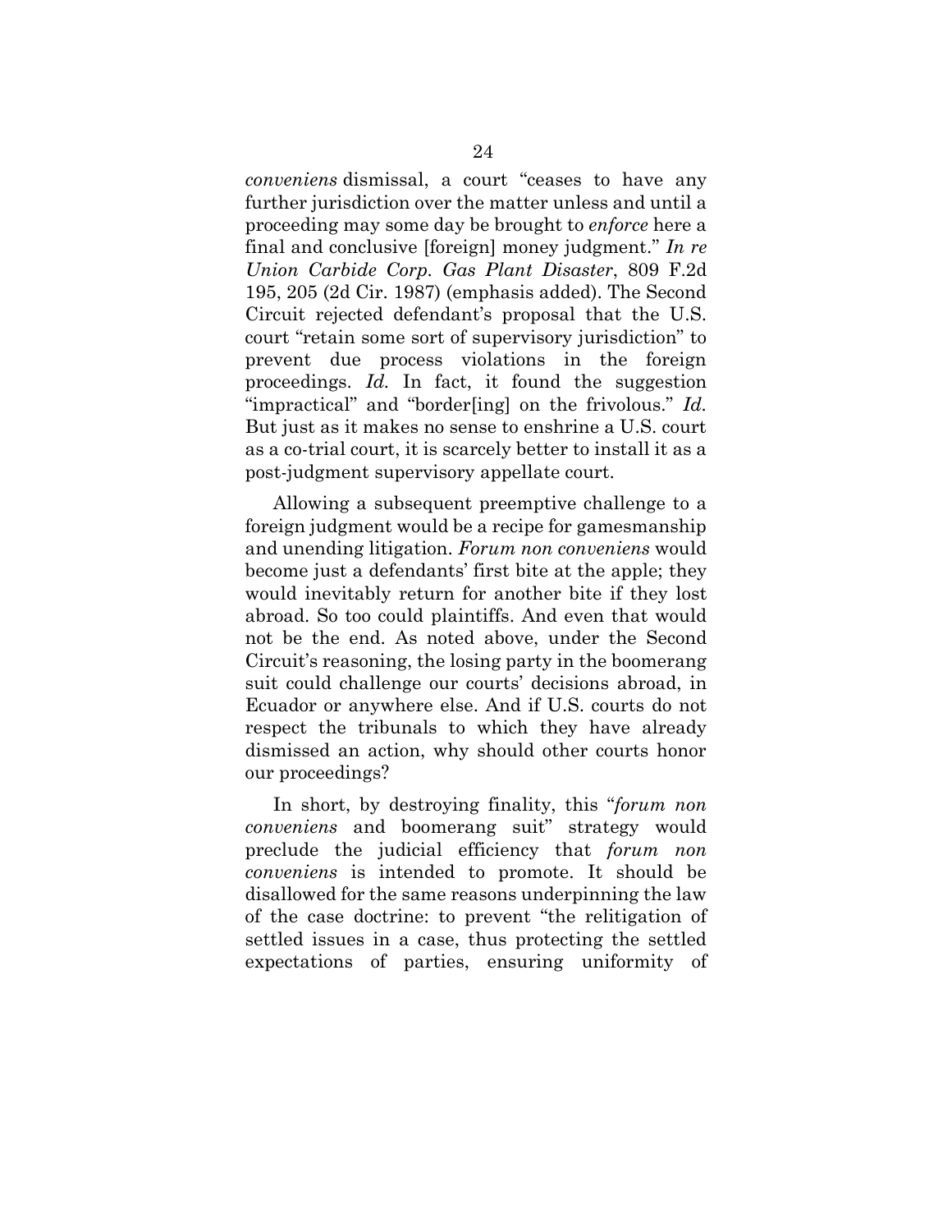*conveniens* dismissal, a court "ceases to have any further jurisdiction over the matter unless and until a proceeding may some day be brought to *enforce* here a final and conclusive [foreign] money judgment." *In re Union Carbide Corp. Gas Plant Disaster*, 809 F.2d 195, 205 (2d Cir. 1987) (emphasis added). The Second Circuit rejected defendant's proposal that the U.S. court "retain some sort of supervisory jurisdiction" to prevent due process violations in the foreign proceedings. *Id.* In fact, it found the suggestion "impractical" and "border[ing] on the frivolous." *Id.* But just as it makes no sense to enshrine a U.S. court as a co-trial court, it is scarcely better to install it as a post-judgment supervisory appellate court.

Allowing a subsequent preemptive challenge to a foreign judgment would be a recipe for gamesmanship and unending litigation. *Forum non conveniens* would become just a defendants' first bite at the apple; they would inevitably return for another bite if they lost abroad. So too could plaintiffs. And even that would not be the end. As noted above, under the Second Circuit's reasoning, the losing party in the boomerang suit could challenge our courts' decisions abroad, in Ecuador or anywhere else. And if U.S. courts do not respect the tribunals to which they have already dismissed an action, why should other courts honor our proceedings?

In short, by destroying finality, this "*forum non conveniens* and boomerang suit" strategy would preclude the judicial efficiency that *forum non conveniens* is intended to promote. It should be disallowed for the same reasons underpinning the law of the case doctrine: to prevent "the relitigation of settled issues in a case, thus protecting the settled expectations of parties, ensuring uniformity of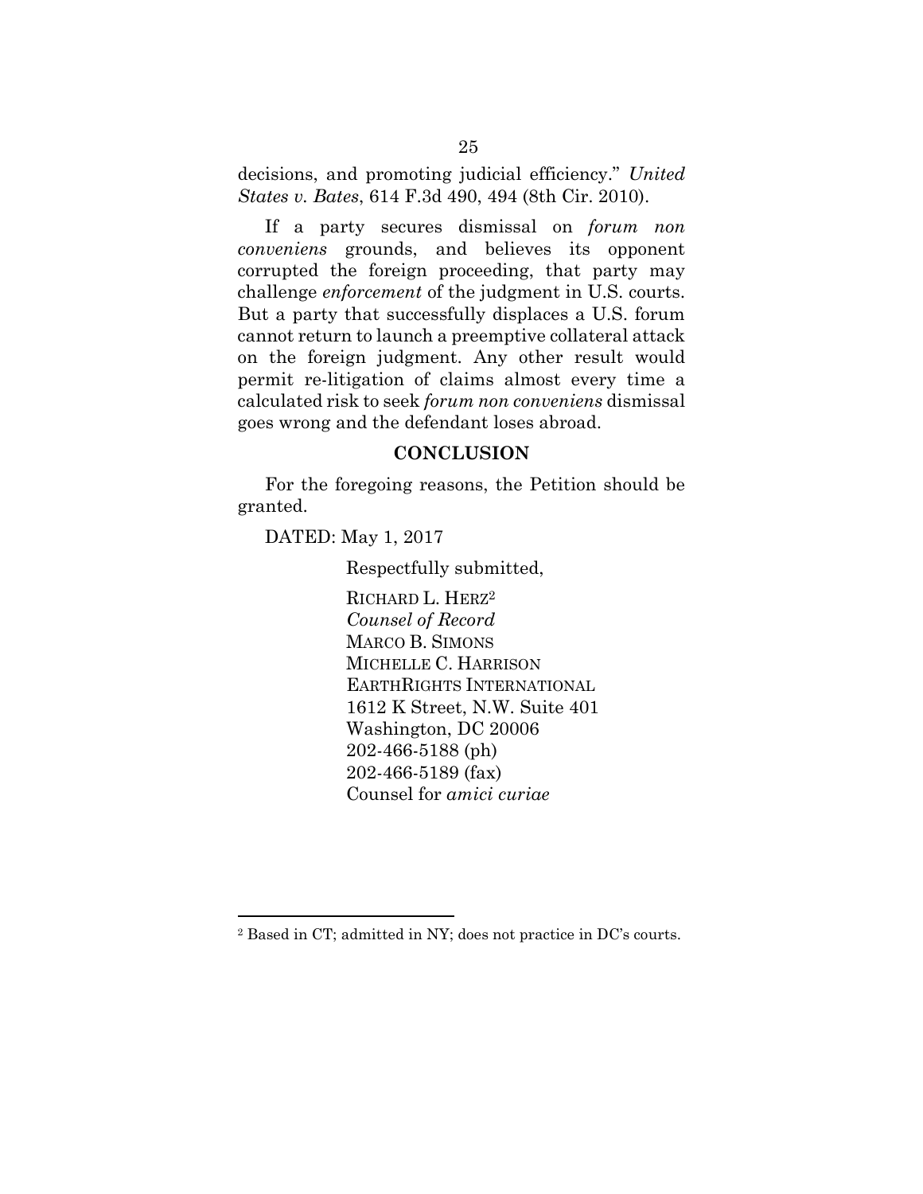decisions, and promoting judicial efficiency." *United States v. Bates*, 614 F.3d 490, 494 (8th Cir. 2010).

If a party secures dismissal on *forum non conveniens* grounds, and believes its opponent corrupted the foreign proceeding, that party may challenge *enforcement* of the judgment in U.S. courts. But a party that successfully displaces a U.S. forum cannot return to launch a preemptive collateral attack on the foreign judgment. Any other result would permit re-litigation of claims almost every time a calculated risk to seek *forum non conveniens* dismissal goes wrong and the defendant loses abroad.

## CONCLUSION

For the foregoing reasons, the Petition should be granted.

DATED: May 1, 2017

Respectfully submitted,

RICHARD L. HERZ[2]
*Counsel of Record*
MARCO B. SIMONS
MICHELLE C. HARRISON
EARTHRIGHTS INTERNATIONAL
1612 K Street, N.W. Suite 401
Washington, DC 20006
202-466-5188 (ph)
202-466-5189 (fax)
Counsel for *amici curiae*

---

[2] Based in CT; admitted in NY; does not practice in DC's courts.